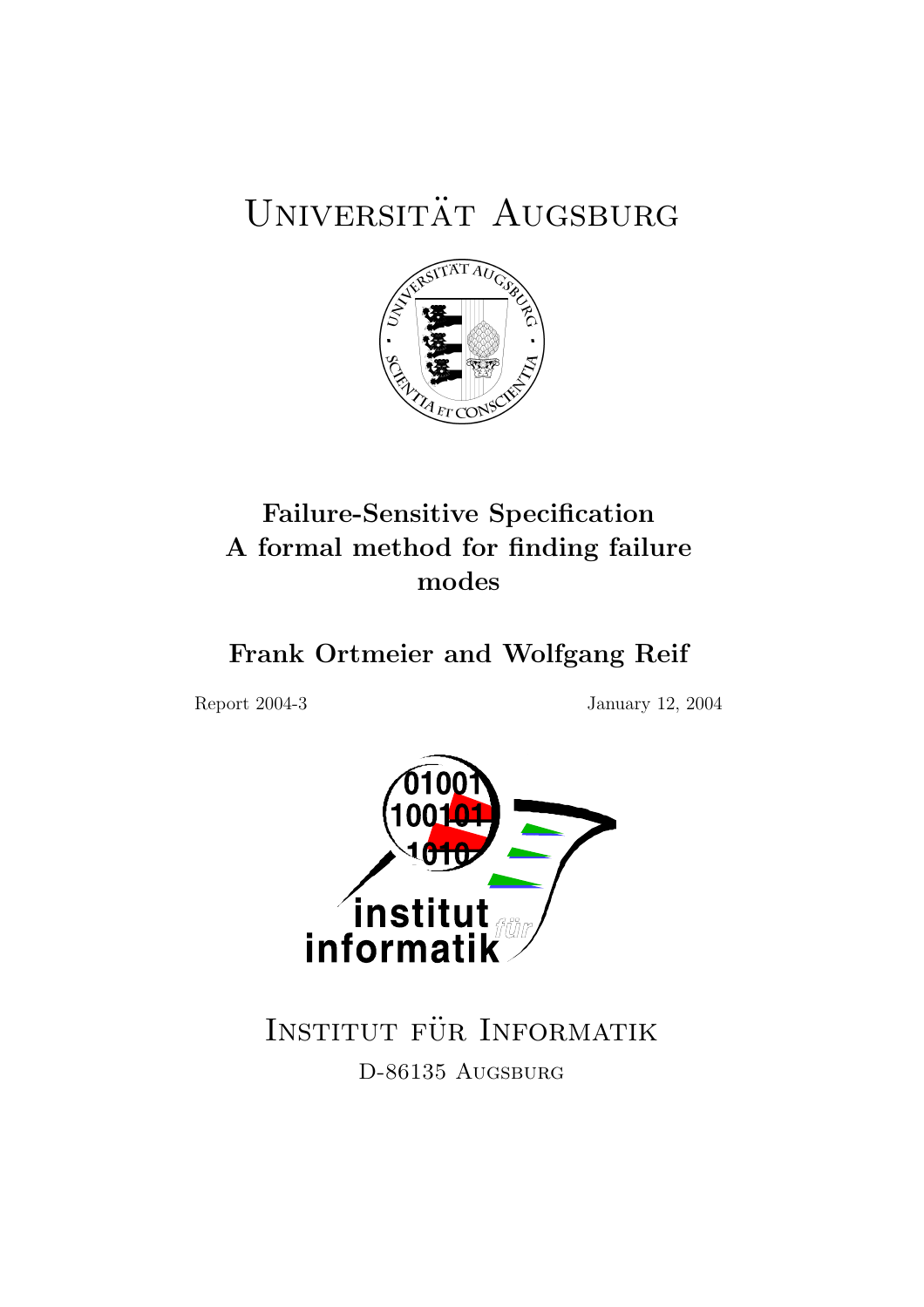# Universität Augsburg

## Failure-Sensitive Specification A formal method for finding failure modes

**Frank Ortmeier and Wolfgang Reif**

Report 2004-3

January 12, 2004

Institut für Informatik

D-86135 Augsburg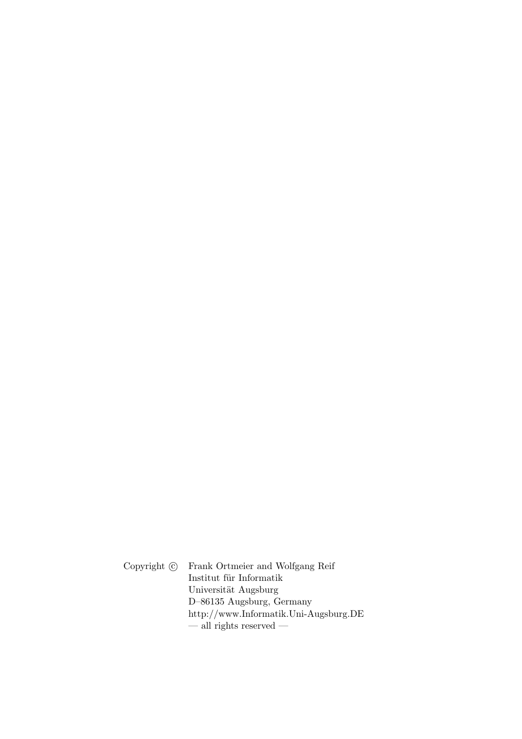Copyright © Frank Ortmeier and Wolfgang Reif
Institut für Informatik
Universität Augsburg
D–86135 Augsburg, Germany
http://www.Informatik.Uni-Augsburg.DE
— all rights reserved —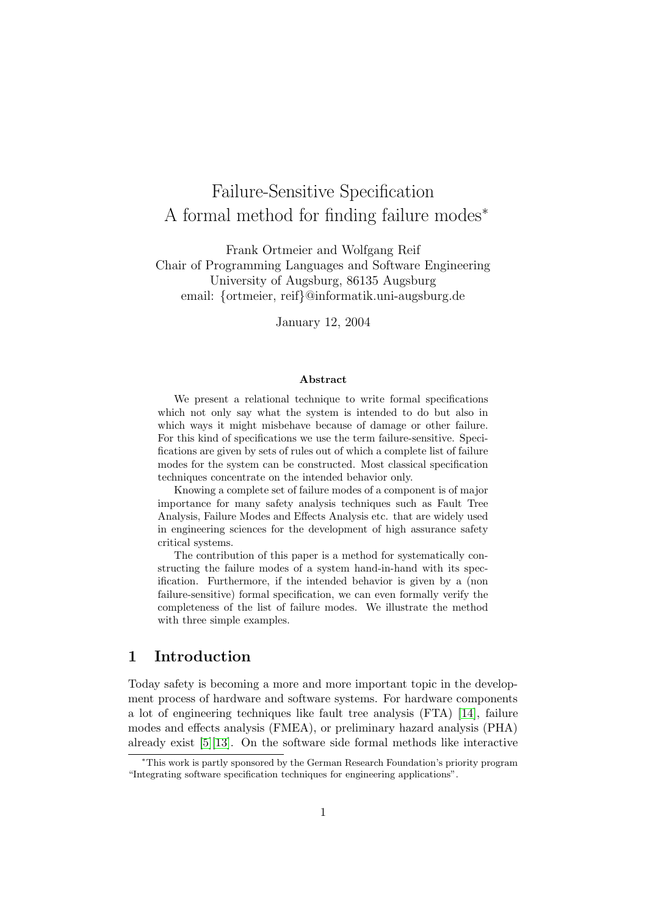# Failure-Sensitive Specification
# A formal method for finding failure modes*

Frank Ortmeier and Wolfgang Reif
Chair of Programming Languages and Software Engineering
University of Augsburg, 86135 Augsburg
email: {ortmeier, reif}@informatik.uni-augsburg.de

January 12, 2004

### Abstract

We present a relational technique to write formal specifications which not only say what the system is intended to do but also in which ways it might misbehave because of damage or other failure. For this kind of specifications we use the term failure-sensitive. Specifications are given by sets of rules out of which a complete list of failure modes for the system can be constructed. Most classical specification techniques concentrate on the intended behavior only.

Knowing a complete set of failure modes of a component is of major importance for many safety analysis techniques such as Fault Tree Analysis, Failure Modes and Effects Analysis etc. that are widely used in engineering sciences for the development of high assurance safety critical systems.

The contribution of this paper is a method for systematically constructing the failure modes of a system hand-in-hand with its specification. Furthermore, if the intended behavior is given by a (non failure-sensitive) formal specification, we can even formally verify the completeness of the list of failure modes. We illustrate the method with three simple examples.

## 1 Introduction

Today safety is becoming a more and more important topic in the development process of hardware and software systems. For hardware components a lot of engineering techniques like fault tree analysis (FTA) [14], failure modes and effects analysis (FMEA), or preliminary hazard analysis (PHA) already exist [5][13]. On the software side formal methods like interactive

*This work is partly sponsored by the German Research Foundation's priority program "Integrating software specification techniques for engineering applications".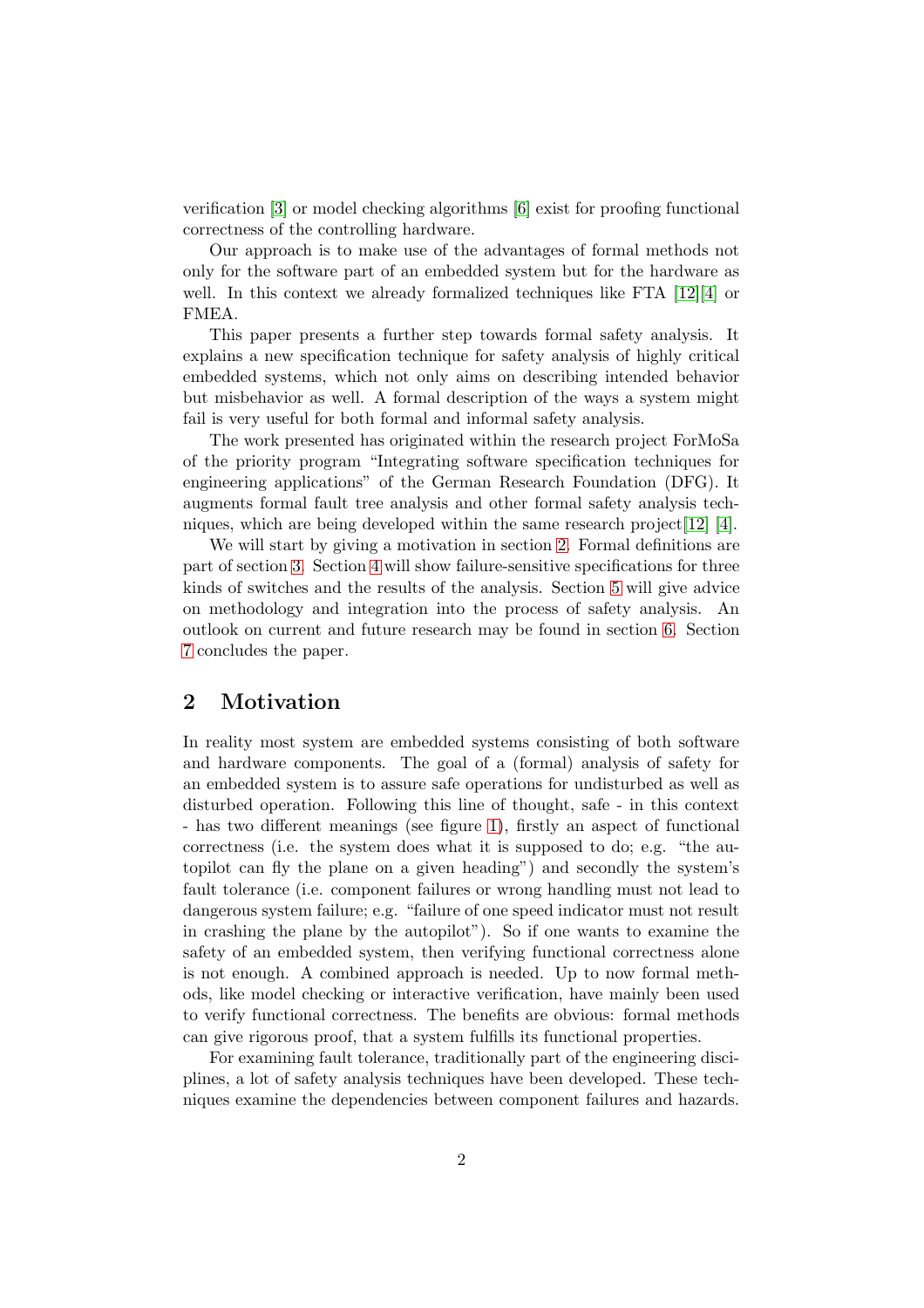verification [3] or model checking algorithms [6] exist for proofing functional correctness of the controlling hardware.

Our approach is to make use of the advantages of formal methods not only for the software part of an embedded system but for the hardware as well. In this context we already formalized techniques like FTA [12][4] or FMEA.

This paper presents a further step towards formal safety analysis. It explains a new specification technique for safety analysis of highly critical embedded systems, which not only aims on describing intended behavior but misbehavior as well. A formal description of the ways a system might fail is very useful for both formal and informal safety analysis.

The work presented has originated within the research project ForMoSa of the priority program "Integrating software specification techniques for engineering applications" of the German Research Foundation (DFG). It augments formal fault tree analysis and other formal safety analysis techniques, which are being developed within the same research project[12] [4].

We will start by giving a motivation in section 2. Formal definitions are part of section 3. Section 4 will show failure-sensitive specifications for three kinds of switches and the results of the analysis. Section 5 will give advice on methodology and integration into the process of safety analysis. An outlook on current and future research may be found in section 6. Section 7 concludes the paper.

## 2 Motivation

In reality most system are embedded systems consisting of both software and hardware components. The goal of a (formal) analysis of safety for an embedded system is to assure safe operations for undisturbed as well as disturbed operation. Following this line of thought, safe - in this context - has two different meanings (see figure 1), firstly an aspect of functional correctness (i.e. the system does what it is supposed to do; e.g. "the autopilot can fly the plane on a given heading") and secondly the system's fault tolerance (i.e. component failures or wrong handling must not lead to dangerous system failure; e.g. "failure of one speed indicator must not result in crashing the plane by the autopilot"). So if one wants to examine the safety of an embedded system, then verifying functional correctness alone is not enough. A combined approach is needed. Up to now formal methods, like model checking or interactive verification, have mainly been used to verify functional correctness. The benefits are obvious: formal methods can give rigorous proof, that a system fulfills its functional properties.

For examining fault tolerance, traditionally part of the engineering disciplines, a lot of safety analysis techniques have been developed. These techniques examine the dependencies between component failures and hazards.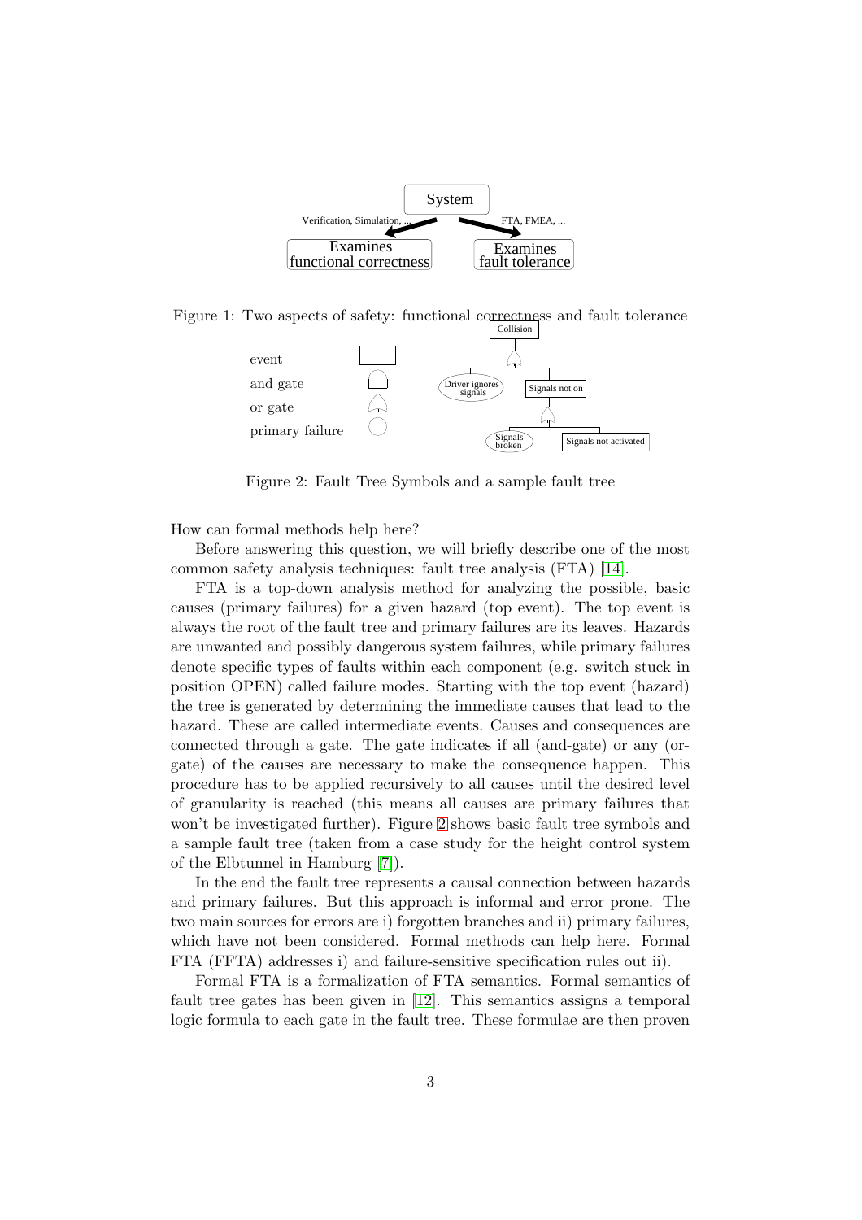Figure 1: Two aspects of safety: functional correctness and fault tolerance

Figure 2: Fault Tree Symbols and a sample fault tree

How can formal methods help here?

Before answering this question, we will briefly describe one of the most common safety analysis techniques: fault tree analysis (FTA) [14].

FTA is a top-down analysis method for analyzing the possible, basic causes (primary failures) for a given hazard (top event). The top event is always the root of the fault tree and primary failures are its leaves. Hazards are unwanted and possibly dangerous system failures, while primary failures denote specific types of faults within each component (e.g. switch stuck in position OPEN) called failure modes. Starting with the top event (hazard) the tree is generated by determining the immediate causes that lead to the hazard. These are called intermediate events. Causes and consequences are connected through a gate. The gate indicates if all (and-gate) or any (or-gate) of the causes are necessary to make the consequence happen. This procedure has to be applied recursively to all causes until the desired level of granularity is reached (this means all causes are primary failures that won't be investigated further). Figure 2 shows basic fault tree symbols and a sample fault tree (taken from a case study for the height control system of the Elbtunnel in Hamburg [7]).

In the end the fault tree represents a causal connection between hazards and primary failures. But this approach is informal and error prone. The two main sources for errors are i) forgotten branches and ii) primary failures, which have not been considered. Formal methods can help here. Formal FTA (FFTA) addresses i) and failure-sensitive specification rules out ii).

Formal FTA is a formalization of FTA semantics. Formal semantics of fault tree gates has been given in [12]. This semantics assigns a temporal logic formula to each gate in the fault tree. These formulae are then proven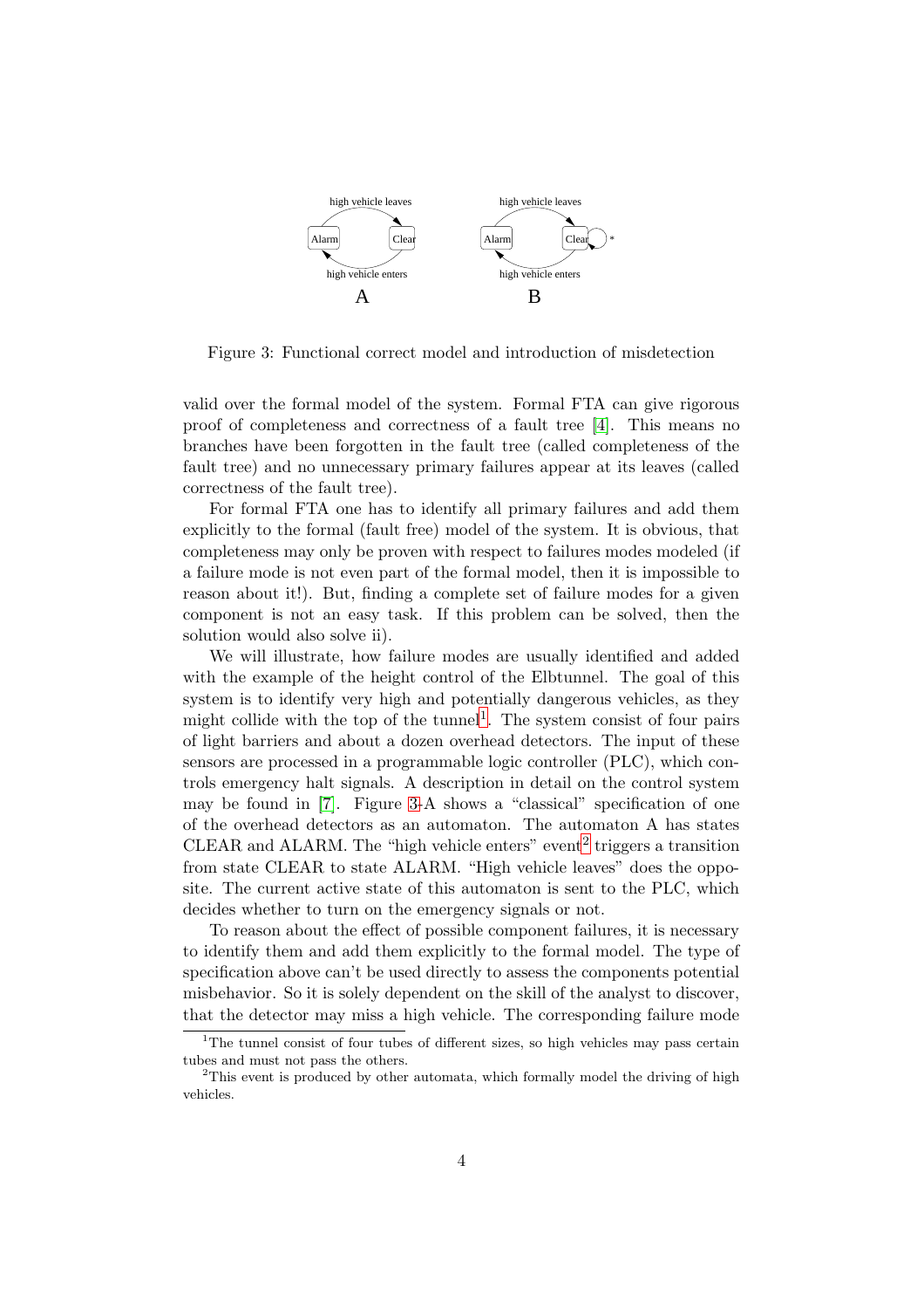Figure 3: Functional correct model and introduction of misdetection

valid over the formal model of the system. Formal FTA can give rigorous proof of completeness and correctness of a fault tree [4]. This means no branches have been forgotten in the fault tree (called completeness of the fault tree) and no unnecessary primary failures appear at its leaves (called correctness of the fault tree).

For formal FTA one has to identify all primary failures and add them explicitly to the formal (fault free) model of the system. It is obvious, that completeness may only be proven with respect to failures modes modeled (if a failure mode is not even part of the formal model, then it is impossible to reason about it!). But, finding a complete set of failure modes for a given component is not an easy task. If this problem can be solved, then the solution would also solve ii).

We will illustrate, how failure modes are usually identified and added with the example of the height control of the Elbtunnel. The goal of this system is to identify very high and potentially dangerous vehicles, as they might collide with the top of the tunnel[1]. The system consist of four pairs of light barriers and about a dozen overhead detectors. The input of these sensors are processed in a programmable logic controller (PLC), which controls emergency halt signals. A description in detail on the control system may be found in [7]. Figure 3-A shows a "classical" specification of one of the overhead detectors as an automaton. The automaton A has states CLEAR and ALARM. The "high vehicle enters" event[2] triggers a transition from state CLEAR to state ALARM. "High vehicle leaves" does the opposite. The current active state of this automaton is sent to the PLC, which decides whether to turn on the emergency signals or not.

To reason about the effect of possible component failures, it is necessary to identify them and add them explicitly to the formal model. The type of specification above can't be used directly to assess the components potential misbehavior. So it is solely dependent on the skill of the analyst to discover, that the detector may miss a high vehicle. The corresponding failure mode

[1] The tunnel consist of four tubes of different sizes, so high vehicles may pass certain tubes and must not pass the others.

[2] This event is produced by other automata, which formally model the driving of high vehicles.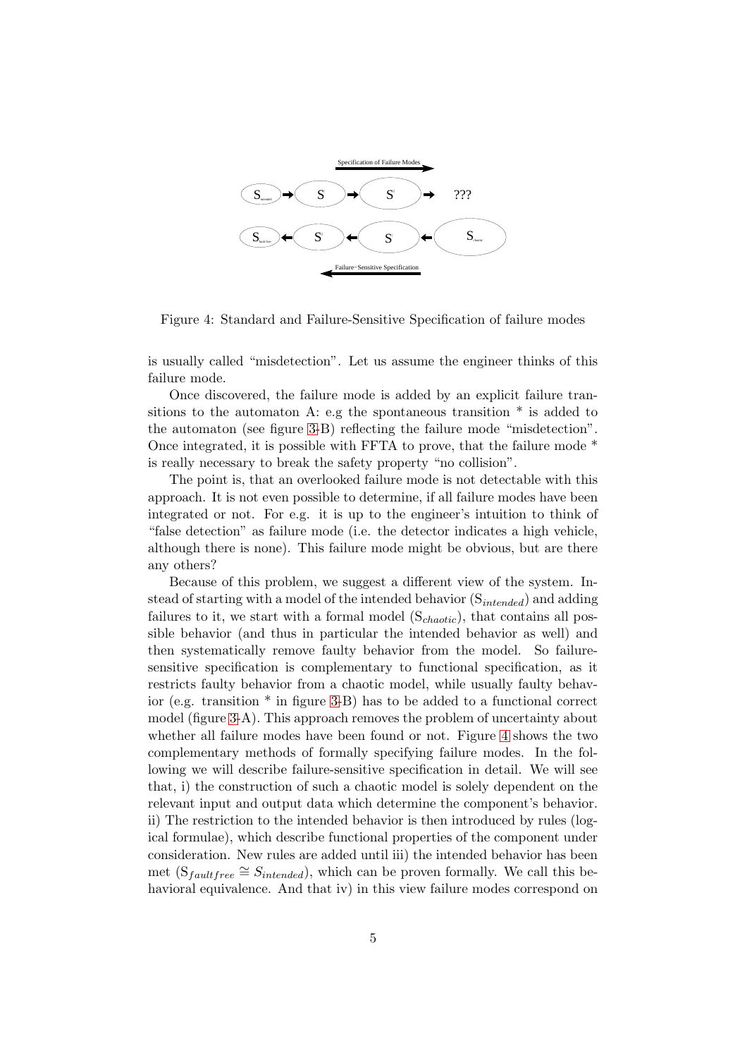Figure 4: Standard and Failure-Sensitive Specification of failure modes

is usually called "misdetection". Let us assume the engineer thinks of this failure mode.

Once discovered, the failure mode is added by an explicit failure transitions to the automaton A: e.g the spontaneous transition * is added to the automaton (see figure 3-B) reflecting the failure mode "misdetection". Once integrated, it is possible with FFTA to prove, that the failure mode * is really necessary to break the safety property "no collision".

The point is, that an overlooked failure mode is not detectable with this approach. It is not even possible to determine, if all failure modes have been integrated or not. For e.g. it is up to the engineer's intuition to think of "false detection" as failure mode (i.e. the detector indicates a high vehicle, although there is none). This failure mode might be obvious, but are there any others?

Because of this problem, we suggest a different view of the system. Instead of starting with a model of the intended behavior ($S_{intended}$) and adding failures to it, we start with a formal model ($S_{chaotic}$), that contains all possible behavior (and thus in particular the intended behavior as well) and then systematically remove faulty behavior from the model. So failure-sensitive specification is complementary to functional specification, as it restricts faulty behavior from a chaotic model, while usually faulty behavior (e.g. transition * in figure 3-B) has to be added to a functional correct model (figure 3-A). This approach removes the problem of uncertainty about whether all failure modes have been found or not. Figure 4 shows the two complementary methods of formally specifying failure modes. In the following we will describe failure-sensitive specification in detail. We will see that, i) the construction of such a chaotic model is solely dependent on the relevant input and output data which determine the component's behavior. ii) The restriction to the intended behavior is then introduced by rules (logical formulae), which describe functional properties of the component under consideration. New rules are added until iii) the intended behavior has been met ($S_{faultfree} \cong S_{intended}$), which can be proven formally. We call this behavioral equivalence. And that iv) in this view failure modes correspond on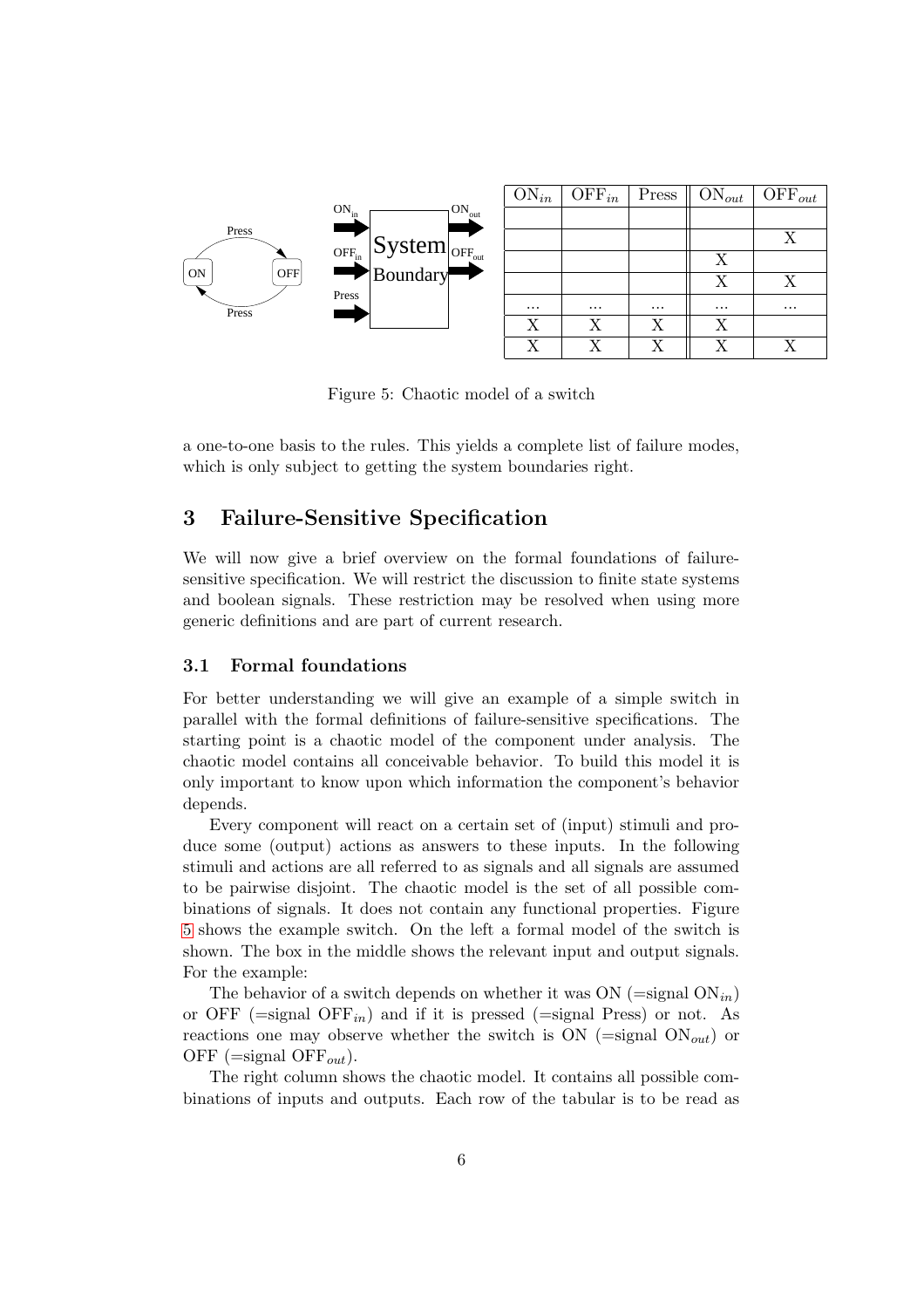| $ON_{in}$ | $OFF_{in}$ | Press | $ON_{out}$ | $OFF_{out}$ |
|---|---|---|---|---|
| | | | | |
| | | | | X |
| | | | X | |
| | | | X | X |
| ... | ... | ... | ... | ... |
| X | X | X | X | |
| X | X | X | X | X |

Figure 5: Chaotic model of a switch

a one-to-one basis to the rules. This yields a complete list of failure modes, which is only subject to getting the system boundaries right.

## 3 Failure-Sensitive Specification

We will now give a brief overview on the formal foundations of failure-sensitive specification. We will restrict the discussion to finite state systems and boolean signals. These restriction may be resolved when using more generic definitions and are part of current research.

### 3.1 Formal foundations

For better understanding we will give an example of a simple switch in parallel with the formal definitions of failure-sensitive specifications. The starting point is a chaotic model of the component under analysis. The chaotic model contains all conceivable behavior. To build this model it is only important to know upon which information the component's behavior depends.

Every component will react on a certain set of (input) stimuli and produce some (output) actions as answers to these inputs. In the following stimuli and actions are all referred to as signals and all signals are assumed to be pairwise disjoint. The chaotic model is the set of all possible combinations of signals. It does not contain any functional properties. Figure 5 shows the example switch. On the left a formal model of the switch is shown. The box in the middle shows the relevant input and output signals. For the example:

The behavior of a switch depends on whether it was ON (=signal $ON_{in}$) or OFF (=signal $OFF_{in}$) and if it is pressed (=signal Press) or not. As reactions one may observe whether the switch is ON (=signal $ON_{out}$) or OFF (=signal $OFF_{out}$).

The right column shows the chaotic model. It contains all possible combinations of inputs and outputs. Each row of the tabular is to be read as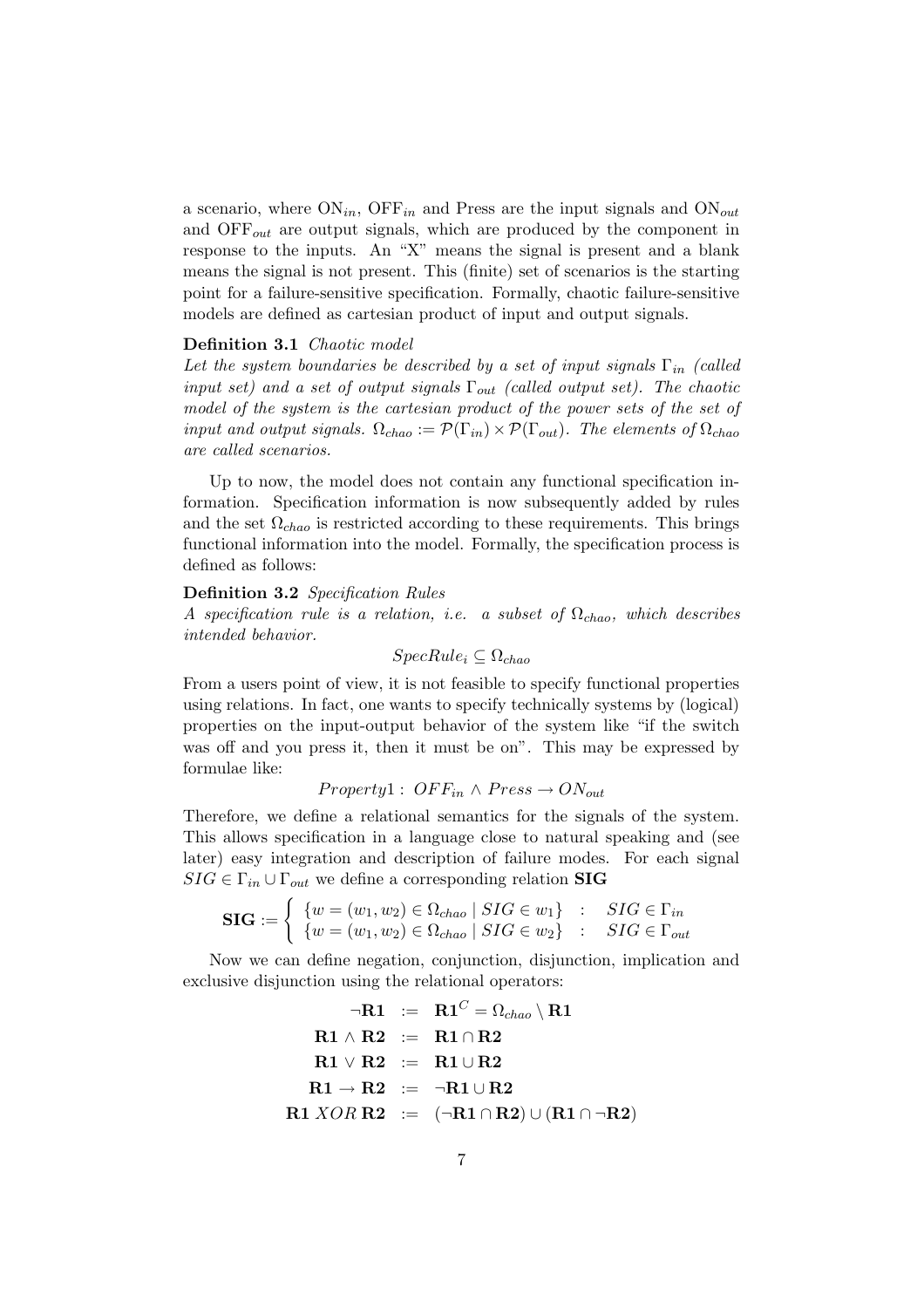a scenario, where $\mathrm{ON}_{in}$, $\mathrm{OFF}_{in}$ and Press are the input signals and $\mathrm{ON}_{out}$ and $\mathrm{OFF}_{out}$ are output signals, which are produced by the component in response to the inputs. An "X" means the signal is present and a blank means the signal is not present. This (finite) set of scenarios is the starting point for a failure-sensitive specification. Formally, chaotic failure-sensitive models are defined as cartesian product of input and output signals.

**Definition 3.1** *Chaotic model*
*Let the system boundaries be described by a set of input signals $\Gamma_{in}$ (called input set) and a set of output signals $\Gamma_{out}$ (called output set). The chaotic model of the system is the cartesian product of the power sets of the set of input and output signals. $\Omega_{chao} := \mathcal{P}(\Gamma_{in}) \times \mathcal{P}(\Gamma_{out})$. The elements of $\Omega_{chao}$ are called scenarios.*

Up to now, the model does not contain any functional specification information. Specification information is now subsequently added by rules and the set $\Omega_{chao}$ is restricted according to these requirements. This brings functional information into the model. Formally, the specification process is defined as follows:

**Definition 3.2** *Specification Rules*
*A specification rule is a relation, i.e. a subset of $\Omega_{chao}$, which describes intended behavior.*

$$SpecRule_i \subseteq \Omega_{chao}$$

From a users point of view, it is not feasible to specify functional properties using relations. In fact, one wants to specify technically systems by (logical) properties on the input-output behavior of the system like "if the switch was off and you press it, then it must be on". This may be expressed by formulae like:

$$Property1: \ OFF_{in} \wedge Press \rightarrow ON_{out}$$

Therefore, we define a relational semantics for the signals of the system. This allows specification in a language close to natural speaking and (see later) easy integration and description of failure modes. For each signal $SIG \in \Gamma_{in} \cup \Gamma_{out}$ we define a corresponding relation $\mathbf{SIG}$

$$\mathbf{SIG} := \begin{cases} \{w = (w_1, w_2) \in \Omega_{chao} \mid SIG \in w_1\} & : \quad SIG \in \Gamma_{in} \\ \{w = (w_1, w_2) \in \Omega_{chao} \mid SIG \in w_2\} & : \quad SIG \in \Gamma_{out} \end{cases}$$

Now we can define negation, conjunction, disjunction, implication and exclusive disjunction using the relational operators:

$$\begin{aligned} \neg\mathbf{R1} &:= \mathbf{R1}^C = \Omega_{chao} \setminus \mathbf{R1} \\ \mathbf{R1} \wedge \mathbf{R2} &:= \mathbf{R1} \cap \mathbf{R2} \\ \mathbf{R1} \vee \mathbf{R2} &:= \mathbf{R1} \cup \mathbf{R2} \\ \mathbf{R1} \rightarrow \mathbf{R2} &:= \neg\mathbf{R1} \cup \mathbf{R2} \\ \mathbf{R1} \, XOR \, \mathbf{R2} &:= (\neg\mathbf{R1} \cap \mathbf{R2}) \cup (\mathbf{R1} \cap \neg\mathbf{R2}) \end{aligned}$$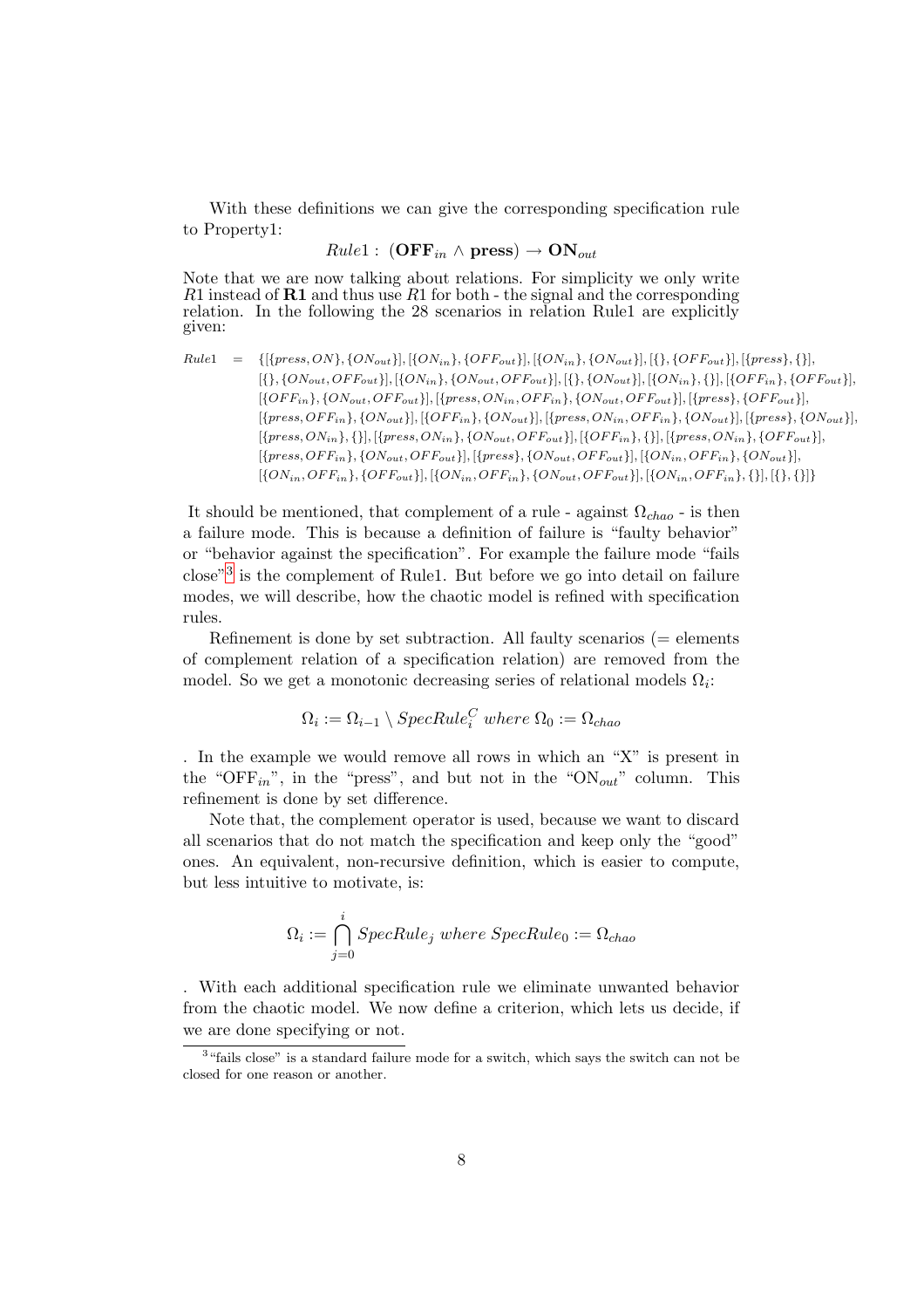With these definitions we can give the corresponding specification rule to Property1:

$$Rule1: \; (\mathbf{OFF}_{in} \wedge \mathbf{press}) \rightarrow \mathbf{ON}_{out}$$

Note that we are now talking about relations. For simplicity we only write $R1$ instead of $\mathbf{R1}$ and thus use $R1$ for both - the signal and the corresponding relation. In the following the 28 scenarios in relation Rule1 are explicitly given:

$$\begin{aligned}
Rule1 \;\; = \;\; & \{[\{press, ON\}, \{ON_{out}\}], [\{ON_{in}\}, \{OFF_{out}\}], [\{ON_{in}\}, \{ON_{out}\}], [\{\}, \{OFF_{out}\}], [\{press\}, \{\}], \\
& [\{\}, \{ON_{out}, OFF_{out}\}], [\{ON_{in}\}, \{ON_{out}, OFF_{out}\}], [\{\}, \{ON_{out}\}], [\{ON_{in}\}, \{\}], [\{OFF_{in}\}, \{OFF_{out}\}], \\
& [\{OFF_{in}\}, \{ON_{out}, OFF_{out}\}], [\{press, ON_{in}, OFF_{in}\}, \{ON_{out}, OFF_{out}\}], [\{press\}, \{OFF_{out}\}], \\
& [\{press, OFF_{in}\}, \{ON_{out}\}], [\{OFF_{in}\}, \{ON_{out}\}], [\{press, ON_{in}, OFF_{in}\}, \{ON_{out}\}], [\{press\}, \{ON_{out}\}], \\
& [\{press, ON_{in}\}, \{\}], [\{press, ON_{in}\}, \{ON_{out}, OFF_{out}\}], [\{OFF_{in}\}, \{\}], [\{press, ON_{in}\}, \{OFF_{out}\}], \\
& [\{press, OFF_{in}\}, \{ON_{out}, OFF_{out}\}], [\{press\}, \{ON_{out}, OFF_{out}\}], [\{ON_{in}, OFF_{in}\}, \{ON_{out}\}], \\
& [\{ON_{in}, OFF_{in}\}, \{OFF_{out}\}], [\{ON_{in}, OFF_{in}\}, \{ON_{out}, OFF_{out}\}], [\{ON_{in}, OFF_{in}\}, \{\}], [\{\}, \{\}]\}
\end{aligned}$$

It should be mentioned, that complement of a rule - against $\Omega_{chao}$ - is then a failure mode. This is because a definition of failure is "faulty behavior" or "behavior against the specification". For example the failure mode "fails close"[3] is the complement of Rule1. But before we go into detail on failure modes, we will describe, how the chaotic model is refined with specification rules.

Refinement is done by set subtraction. All faulty scenarios (= elements of complement relation of a specification relation) are removed from the model. So we get a monotonic decreasing series of relational models $\Omega_i$:

$$\Omega_i := \Omega_{i-1} \setminus SpecRule_i^C \; where \; \Omega_0 := \Omega_{chao}$$

. In the example we would remove all rows in which an "X" is present in the "OFF$_{in}$", in the "press", and but not in the "ON$_{out}$" column. This refinement is done by set difference.

Note that, the complement operator is used, because we want to discard all scenarios that do not match the specification and keep only the "good" ones. An equivalent, non-recursive definition, which is easier to compute, but less intuitive to motivate, is:

$$\Omega_i := \bigcap_{j=0}^{i} SpecRule_j \; where \; SpecRule_0 := \Omega_{chao}$$

. With each additional specification rule we eliminate unwanted behavior from the chaotic model. We now define a criterion, which lets us decide, if we are done specifying or not.

[3] "fails close" is a standard failure mode for a switch, which says the switch can not be closed for one reason or another.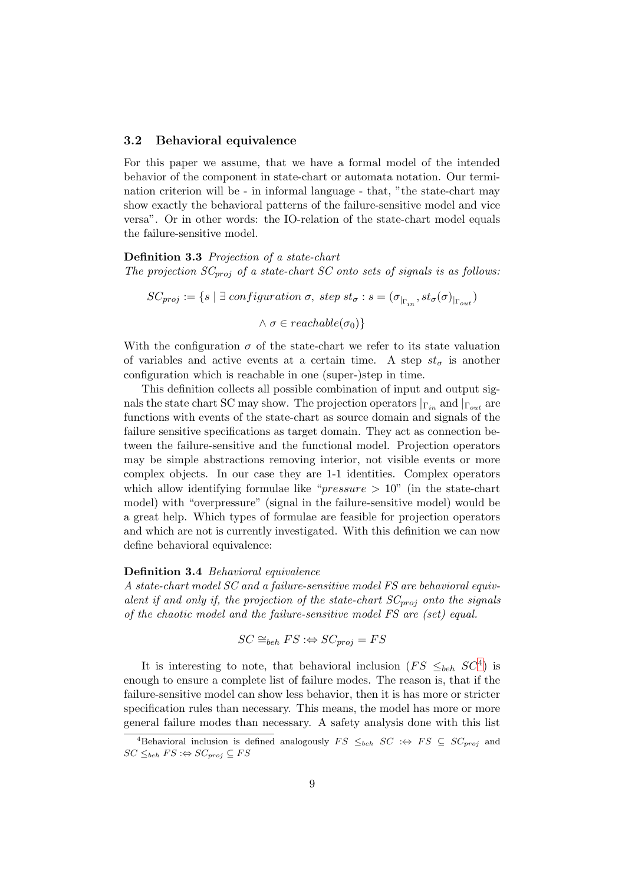### 3.2 Behavioral equivalence

For this paper we assume, that we have a formal model of the intended behavior of the component in state-chart or automata notation. Our termination criterion will be - in informal language - that, "the state-chart may show exactly the behavioral patterns of the failure-sensitive model and vice versa". Or in other words: the IO-relation of the state-chart model equals the failure-sensitive model.

**Definition 3.3** *Projection of a state-chart*
*The projection $SC_{proj}$ of a state-chart $SC$ onto sets of signals is as follows:*

$$SC_{proj} := \{s \mid \exists \; configuration \; \sigma, \; step \; st_\sigma : s = (\sigma_{|_{\Gamma_{in}}}, st_\sigma(\sigma)_{|_{\Gamma_{out}}})$$

$$\wedge \; \sigma \in reachable(\sigma_0)\}$$

With the configuration $\sigma$ of the state-chart we refer to its state valuation of variables and active events at a certain time. A step $st_\sigma$ is another configuration which is reachable in one (super-)step in time.

This definition collects all possible combination of input and output signals the state chart SC may show. The projection operators $|_{\Gamma_{in}}$ and $|_{\Gamma_{out}}$ are functions with events of the state-chart as source domain and signals of the failure sensitive specifications as target domain. They act as connection between the failure-sensitive and the functional model. Projection operators may be simple abstractions removing interior, not visible events or more complex objects. In our case they are 1-1 identities. Complex operators which allow identifying formulae like "$pressure > 10$" (in the state-chart model) with "overpressure" (signal in the failure-sensitive model) would be a great help. Which types of formulae are feasible for projection operators and which are not is currently investigated. With this definition we can now define behavioral equivalence:

**Definition 3.4** *Behavioral equivalence*
*A state-chart model SC and a failure-sensitive model FS are behavioral equivalent if and only if, the projection of the state-chart $SC_{proj}$ onto the signals of the chaotic model and the failure-sensitive model FS are (set) equal.*

$$SC \cong_{beh} FS :\Leftrightarrow SC_{proj} = FS$$

It is interesting to note, that behavioral inclusion ($FS \leq_{beh} SC$[4]) is enough to ensure a complete list of failure modes. The reason is, that if the failure-sensitive model can show less behavior, then it is has more or stricter specification rules than necessary. This means, the model has more or more general failure modes than necessary. A safety analysis done with this list

[4] Behavioral inclusion is defined analogously $FS \leq_{beh} SC :\Leftrightarrow FS \subseteq SC_{proj}$ and $SC \leq_{beh} FS :\Leftrightarrow SC_{proj} \subseteq FS$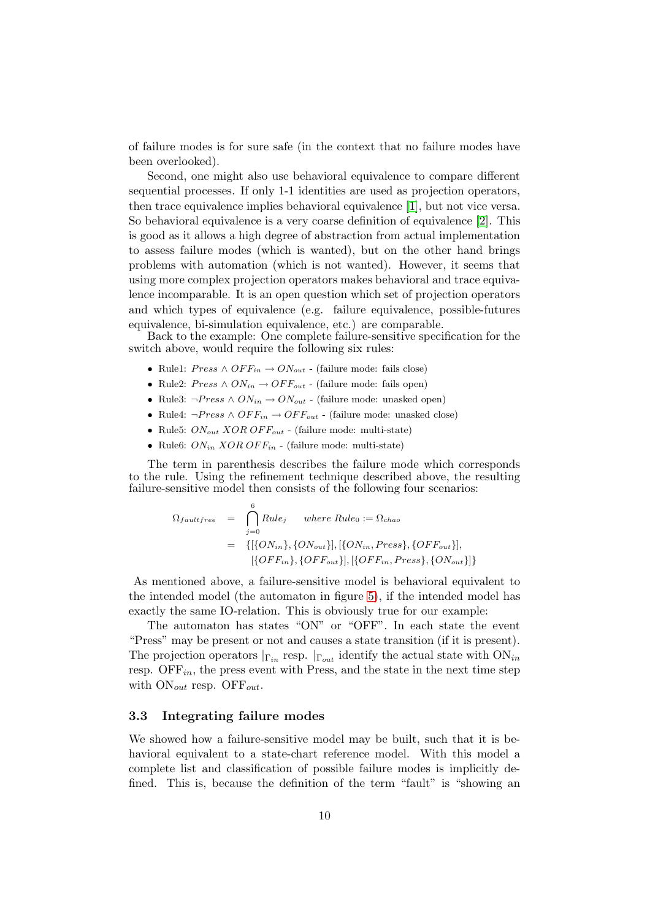of failure modes is for sure safe (in the context that no failure modes have been overlooked).

Second, one might also use behavioral equivalence to compare different sequential processes. If only 1-1 identities are used as projection operators, then trace equivalence implies behavioral equivalence [1], but not vice versa. So behavioral equivalence is a very coarse definition of equivalence [2]. This is good as it allows a high degree of abstraction from actual implementation to assess failure modes (which is wanted), but on the other hand brings problems with automation (which is not wanted). However, it seems that using more complex projection operators makes behavioral and trace equivalence incomparable. It is an open question which set of projection operators and which types of equivalence (e.g. failure equivalence, possible-futures equivalence, bi-simulation equivalence, etc.) are comparable.

Back to the example: One complete failure-sensitive specification for the switch above, would require the following six rules:

- Rule1: $Press \wedge OFF_{in} \rightarrow ON_{out}$ - (failure mode: fails close)
- Rule2: $Press \wedge ON_{in} \rightarrow OFF_{out}$ - (failure mode: fails open)
- Rule3: $\neg Press \wedge ON_{in} \rightarrow ON_{out}$ - (failure mode: unasked open)
- Rule4: $\neg Press \wedge OFF_{in} \rightarrow OFF_{out}$ - (failure mode: unasked close)
- Rule5: $ON_{out}\ XOR\ OFF_{out}$ - (failure mode: multi-state)
- Rule6: $ON_{in}\ XOR\ OFF_{in}$ - (failure mode: multi-state)

The term in parenthesis describes the failure mode which corresponds to the rule. Using the refinement technique described above, the resulting failure-sensitive model then consists of the following four scenarios:

$$
\begin{aligned}
\Omega_{faultfree} &= \bigcap_{j=0}^{6} Rule_j \qquad where\ Rule_0 := \Omega_{chao} \\
&= \{[\{ON_{in}\}, \{ON_{out}\}], [\{ON_{in}, Press\}, \{OFF_{out}\}], \\
&\qquad [\{OFF_{in}\}, \{OFF_{out}\}], [\{OFF_{in}, Press\}, \{ON_{out}\}]\}
\end{aligned}
$$

As mentioned above, a failure-sensitive model is behavioral equivalent to the intended model (the automaton in figure 5), if the intended model has exactly the same IO-relation. This is obviously true for our example:

The automaton has states "ON" or "OFF". In each state the event "Press" may be present or not and causes a state transition (if it is present). The projection operators $|_{\Gamma_{in}}$ resp. $|_{\Gamma_{out}}$ identify the actual state with $ON_{in}$ resp. $OFF_{in}$, the press event with Press, and the state in the next time step with $ON_{out}$ resp. $OFF_{out}$.

### 3.3 Integrating failure modes

We showed how a failure-sensitive model may be built, such that it is behavioral equivalent to a state-chart reference model. With this model a complete list and classification of possible failure modes is implicitly defined. This is, because the definition of the term "fault" is "showing an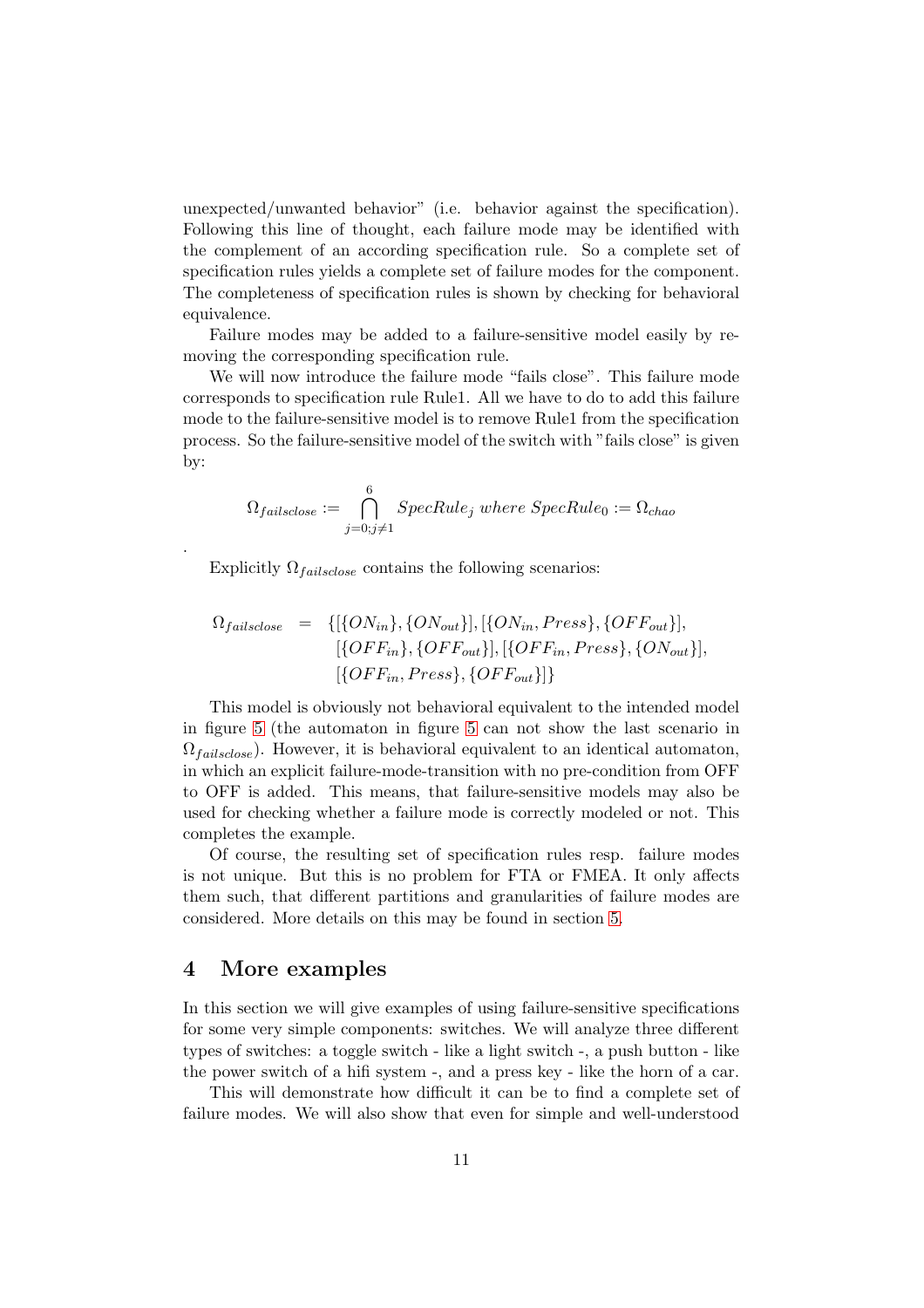unexpected/unwanted behavior" (i.e. behavior against the specification). Following this line of thought, each failure mode may be identified with the complement of an according specification rule. So a complete set of specification rules yields a complete set of failure modes for the component. The completeness of specification rules is shown by checking for behavioral equivalence.

Failure modes may be added to a failure-sensitive model easily by removing the corresponding specification rule.

We will now introduce the failure mode "fails close". This failure mode corresponds to specification rule Rule1. All we have to do to add this failure mode to the failure-sensitive model is to remove Rule1 from the specification process. So the failure-sensitive model of the switch with "fails close" is given by:

$$\Omega_{failsclose} := \bigcap_{j=0; j \neq 1}^{6} SpecRule_j \ where \ SpecRule_0 := \Omega_{chao}$$

.

Explicitly $\Omega_{failsclose}$ contains the following scenarios:

$$\begin{aligned} \Omega_{failsclose} \quad = \quad & \{[\{ON_{in}\}, \{ON_{out}\}], [\{ON_{in}, Press\}, \{OFF_{out}\}], \\ & [\{OFF_{in}\}, \{OFF_{out}\}], [\{OFF_{in}, Press\}, \{ON_{out}\}], \\ & [\{OFF_{in}, Press\}, \{OFF_{out}\}]\} \end{aligned}$$

This model is obviously not behavioral equivalent to the intended model in figure 5 (the automaton in figure 5 can not show the last scenario in $\Omega_{failsclose}$). However, it is behavioral equivalent to an identical automaton, in which an explicit failure-mode-transition with no pre-condition from OFF to OFF is added. This means, that failure-sensitive models may also be used for checking whether a failure mode is correctly modeled or not. This completes the example.

Of course, the resulting set of specification rules resp. failure modes is not unique. But this is no problem for FTA or FMEA. It only affects them such, that different partitions and granularities of failure modes are considered. More details on this may be found in section 5.

## 4 More examples

In this section we will give examples of using failure-sensitive specifications for some very simple components: switches. We will analyze three different types of switches: a toggle switch - like a light switch -, a push button - like the power switch of a hifi system -, and a press key - like the horn of a car.

This will demonstrate how difficult it can be to find a complete set of failure modes. We will also show that even for simple and well-understood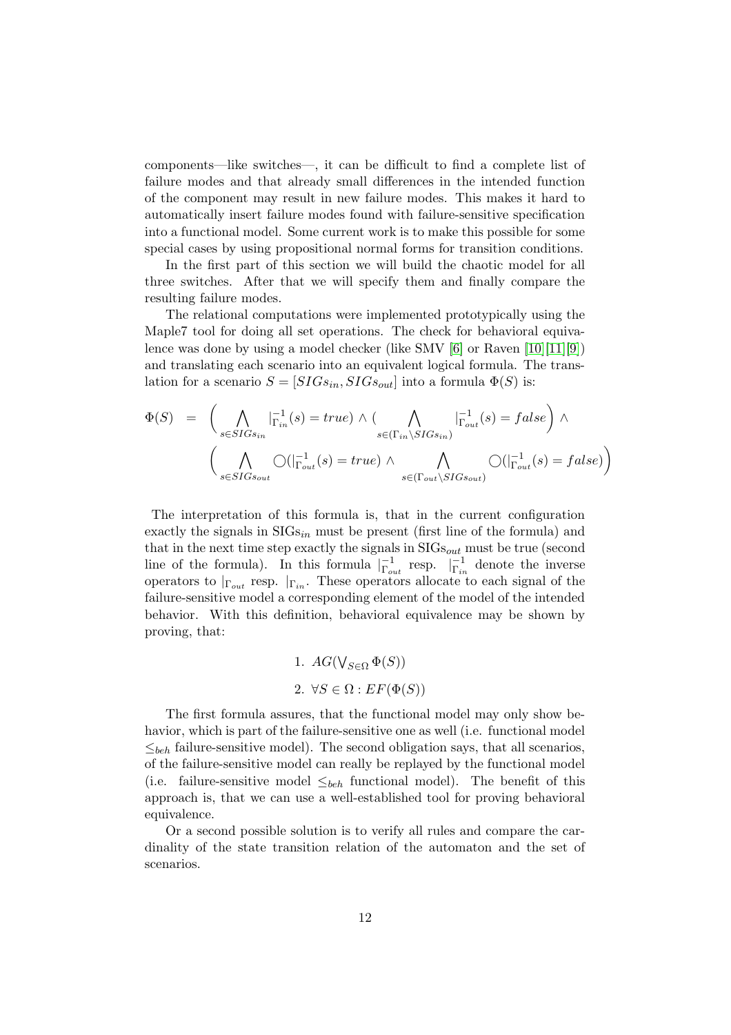components—like switches—, it can be difficult to find a complete list of failure modes and that already small differences in the intended function of the component may result in new failure modes. This makes it hard to automatically insert failure modes found with failure-sensitive specification into a functional model. Some current work is to make this possible for some special cases by using propositional normal forms for transition conditions.

In the first part of this section we will build the chaotic model for all three switches. After that we will specify them and finally compare the resulting failure modes.

The relational computations were implemented prototypically using the Maple7 tool for doing all set operations. The check for behavioral equivalence was done by using a model checker (like SMV [6] or Raven [10][11][9]) and translating each scenario into an equivalent logical formula. The translation for a scenario $S = [SIGs_{in}, SIGs_{out}]$ into a formula $\Phi(S)$ is:

$$\begin{aligned}\Phi(S) \quad = \quad & \Big( \bigwedge_{s \in SIGs_{in}} |^{-1}_{\Gamma_{in}}(s) = true) \wedge ( \bigwedge_{s \in (\Gamma_{in} \setminus SIGs_{in})} |^{-1}_{\Gamma_{out}}(s) = false \Big) \wedge \\ & \Big( \bigwedge_{s \in SIGs_{out}} \bigcirc(|^{-1}_{\Gamma_{out}}(s) = true) \wedge \bigwedge_{s \in (\Gamma_{out} \setminus SIGs_{out})} \bigcirc(|^{-1}_{\Gamma_{out}}(s) = false) \Big)\end{aligned}$$

The interpretation of this formula is, that in the current configuration exactly the signals in $\mathrm{SIGs}_{in}$ must be present (first line of the formula) and that in the next time step exactly the signals in $\mathrm{SIGs}_{out}$ must be true (second line of the formula). In this formula $|^{-1}_{\Gamma_{out}}$ resp. $|^{-1}_{\Gamma_{in}}$ denote the inverse operators to $|_{\Gamma_{out}}$ resp. $|_{\Gamma_{in}}$. These operators allocate to each signal of the failure-sensitive model a corresponding element of the model of the intended behavior. With this definition, behavioral equivalence may be shown by proving, that:

1. $AG(\bigvee_{S \in \Omega} \Phi(S))$
2. $\forall S \in \Omega : EF(\Phi(S))$

The first formula assures, that the functional model may only show behavior, which is part of the failure-sensitive one as well (i.e. functional model $\leq_{beh}$ failure-sensitive model). The second obligation says, that all scenarios, of the failure-sensitive model can really be replayed by the functional model (i.e. failure-sensitive model $\leq_{beh}$ functional model). The benefit of this approach is, that we can use a well-established tool for proving behavioral equivalence.

Or a second possible solution is to verify all rules and compare the cardinality of the state transition relation of the automaton and the set of scenarios.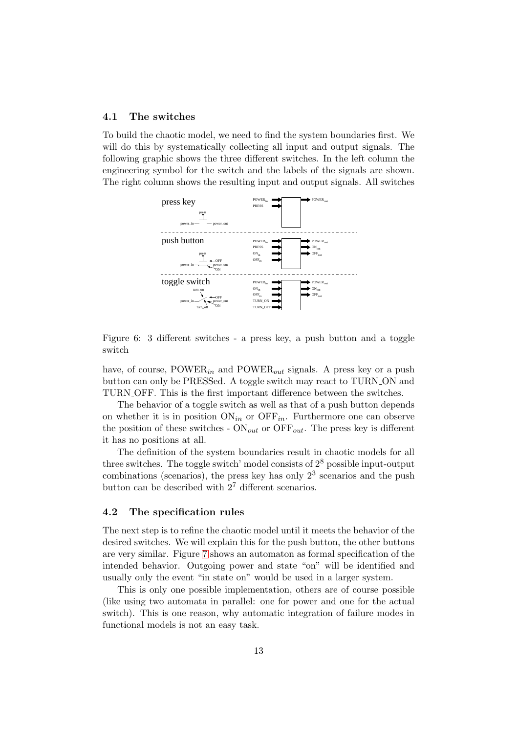## 4.1 The switches

To build the chaotic model, we need to find the system boundaries first. We will do this by systematically collecting all input and output signals. The following graphic shows the three different switches. In the left column the engineering symbol for the switch and the labels of the signals are shown. The right column shows the resulting input and output signals. All switches

Figure 6: 3 different switches - a press key, a push button and a toggle switch

have, of course, $\text{POWER}_{in}$ and $\text{POWER}_{out}$ signals. A press key or a push button can only be PRESSed. A toggle switch may react to TURN_ON and TURN_OFF. This is the first important difference between the switches.

The behavior of a toggle switch as well as that of a push button depends on whether it is in position $\text{ON}_{in}$ or $\text{OFF}_{in}$. Furthermore one can observe the position of these switches - $\text{ON}_{out}$ or $\text{OFF}_{out}$. The press key is different it has no positions at all.

The definition of the system boundaries result in chaotic models for all three switches. The toggle switch' model consists of $2^8$ possible input-output combinations (scenarios), the press key has only $2^3$ scenarios and the push button can be described with $2^7$ different scenarios.

## 4.2 The specification rules

The next step is to refine the chaotic model until it meets the behavior of the desired switches. We will explain this for the push button, the other buttons are very similar. Figure 7 shows an automaton as formal specification of the intended behavior. Outgoing power and state "on" will be identified and usually only the event "in state on" would be used in a larger system.

This is only one possible implementation, others are of course possible (like using two automata in parallel: one for power and one for the actual switch). This is one reason, why automatic integration of failure modes in functional models is not an easy task.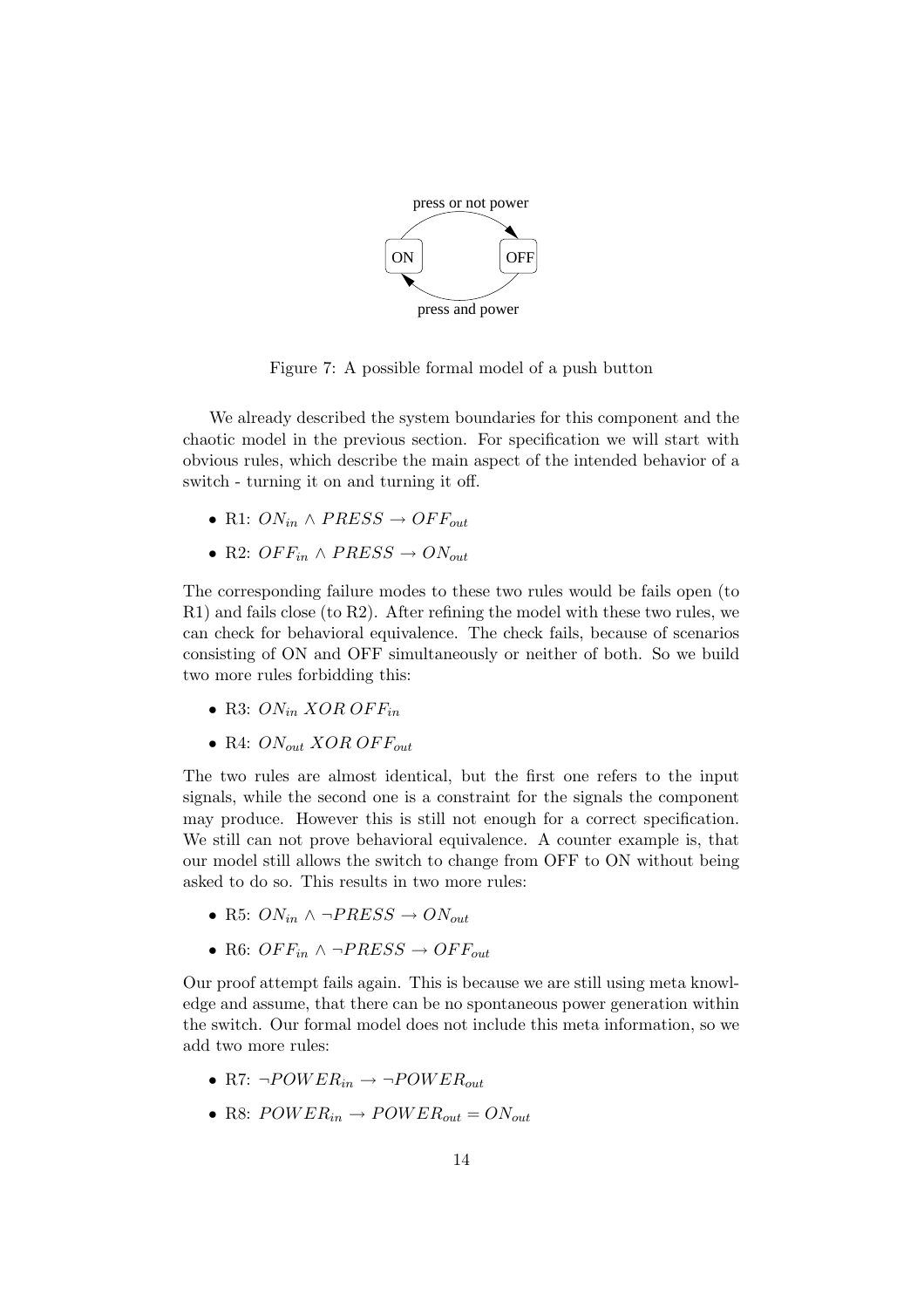press or not power

ON OFF

press and power

Figure 7: A possible formal model of a push button

We already described the system boundaries for this component and the chaotic model in the previous section. For specification we will start with obvious rules, which describe the main aspect of the intended behavior of a switch - turning it on and turning it off.

- R1: $ON_{in} \wedge PRESS \rightarrow OFF_{out}$
- R2: $OFF_{in} \wedge PRESS \rightarrow ON_{out}$

The corresponding failure modes to these two rules would be fails open (to R1) and fails close (to R2). After refining the model with these two rules, we can check for behavioral equivalence. The check fails, because of scenarios consisting of ON and OFF simultaneously or neither of both. So we build two more rules forbidding this:

- R3: $ON_{in}\ XOR\ OFF_{in}$
- R4: $ON_{out}\ XOR\ OFF_{out}$

The two rules are almost identical, but the first one refers to the input signals, while the second one is a constraint for the signals the component may produce. However this is still not enough for a correct specification. We still can not prove behavioral equivalence. A counter example is, that our model still allows the switch to change from OFF to ON without being asked to do so. This results in two more rules:

- R5: $ON_{in} \wedge \neg PRESS \rightarrow ON_{out}$
- R6: $OFF_{in} \wedge \neg PRESS \rightarrow OFF_{out}$

Our proof attempt fails again. This is because we are still using meta knowledge and assume, that there can be no spontaneous power generation within the switch. Our formal model does not include this meta information, so we add two more rules:

- R7: $\neg POWER_{in} \rightarrow \neg POWER_{out}$
- R8: $POWER_{in} \rightarrow POWER_{out} = ON_{out}$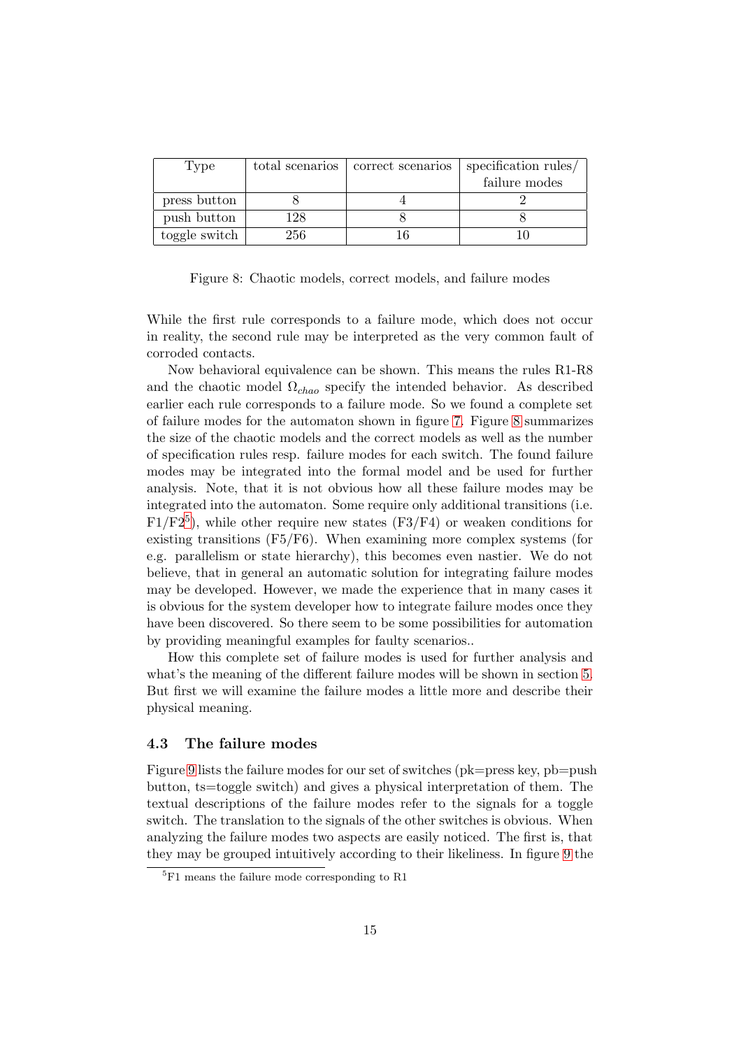| Type | total scenarios | correct scenarios | specification rules/ failure modes |
|---|---|---|---|
| press button | 8 | 4 | 2 |
| push button | 128 | 8 | 8 |
| toggle switch | 256 | 16 | 10 |

Figure 8: Chaotic models, correct models, and failure modes

While the first rule corresponds to a failure mode, which does not occur in reality, the second rule may be interpreted as the very common fault of corroded contacts.

Now behavioral equivalence can be shown. This means the rules R1-R8 and the chaotic model $\Omega_{chao}$ specify the intended behavior. As described earlier each rule corresponds to a failure mode. So we found a complete set of failure modes for the automaton shown in figure 7. Figure 8 summarizes the size of the chaotic models and the correct models as well as the number of specification rules resp. failure modes for each switch. The found failure modes may be integrated into the formal model and be used for further analysis. Note, that it is not obvious how all these failure modes may be integrated into the automaton. Some require only additional transitions (i.e. F1/F2[5]), while other require new states (F3/F4) or weaken conditions for existing transitions (F5/F6). When examining more complex systems (for e.g. parallelism or state hierarchy), this becomes even nastier. We do not believe, that in general an automatic solution for integrating failure modes may be developed. However, we made the experience that in many cases it is obvious for the system developer how to integrate failure modes once they have been discovered. So there seem to be some possibilities for automation by providing meaningful examples for faulty scenarios..

How this complete set of failure modes is used for further analysis and what's the meaning of the different failure modes will be shown in section 5. But first we will examine the failure modes a little more and describe their physical meaning.

### 4.3 The failure modes

Figure 9 lists the failure modes for our set of switches (pk=press key, pb=push button, ts=toggle switch) and gives a physical interpretation of them. The textual descriptions of the failure modes refer to the signals for a toggle switch. The translation to the signals of the other switches is obvious. When analyzing the failure modes two aspects are easily noticed. The first is, that they may be grouped intuitively according to their likeliness. In figure 9 the

[5] F1 means the failure mode corresponding to R1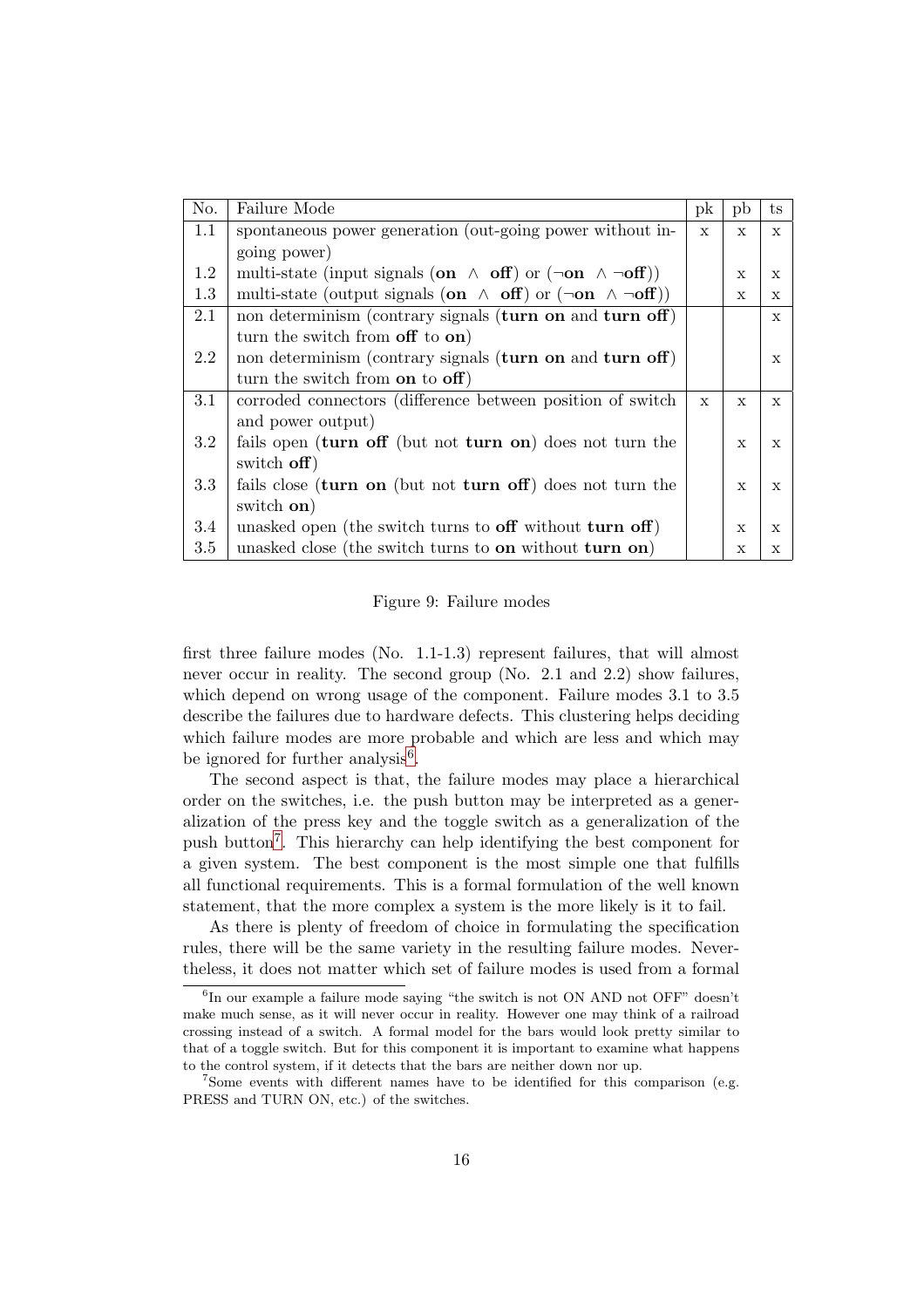| No. | Failure Mode | pk | pb | ts |
|---|---|---|---|---|
| 1.1 | spontaneous power generation (out-going power without in-going power) | x | x | x |
| 1.2 | multi-state (input signals (**on** $\wedge$ **off**) or ($\neg$**on** $\wedge$ $\neg$**off**)) | | x | x |
| 1.3 | multi-state (output signals (**on** $\wedge$ **off**) or ($\neg$**on** $\wedge$ $\neg$**off**)) | | x | x |
| 2.1 | non determinism (contrary signals (**turn on** and **turn off**) turn the switch from **off** to **on**) | | | x |
| 2.2 | non determinism (contrary signals (**turn on** and **turn off**) turn the switch from **on** to **off**) | | | x |
| 3.1 | corroded connectors (difference between position of switch and power output) | x | x | x |
| 3.2 | fails open (**turn off** (but not **turn on**) does not turn the switch **off**) | | x | x |
| 3.3 | fails close (**turn on** (but not **turn off**) does not turn the switch **on**) | | x | x |
| 3.4 | unasked open (the switch turns to **off** without **turn off**) | | x | x |
| 3.5 | unasked close (the switch turns to **on** without **turn on**) | | x | x |

Figure 9: Failure modes

first three failure modes (No. 1.1-1.3) represent failures, that will almost never occur in reality. The second group (No. 2.1 and 2.2) show failures, which depend on wrong usage of the component. Failure modes 3.1 to 3.5 describe the failures due to hardware defects. This clustering helps deciding which failure modes are more probable and which are less and which may be ignored for further analysis[6].

The second aspect is that, the failure modes may place a hierarchical order on the switches, i.e. the push button may be interpreted as a generalization of the press key and the toggle switch as a generalization of the push button[7]. This hierarchy can help identifying the best component for a given system. The best component is the most simple one that fulfills all functional requirements. This is a formal formulation of the well known statement, that the more complex a system is the more likely is it to fail.

As there is plenty of freedom of choice in formulating the specification rules, there will be the same variety in the resulting failure modes. Nevertheless, it does not matter which set of failure modes is used from a formal

[6] In our example a failure mode saying "the switch is not ON AND not OFF" doesn't make much sense, as it will never occur in reality. However one may think of a railroad crossing instead of a switch. A formal model for the bars would look pretty similar to that of a toggle switch. But for this component it is important to examine what happens to the control system, if it detects that the bars are neither down nor up.

[7] Some events with different names have to be identified for this comparison (e.g. PRESS and TURN ON, etc.) of the switches.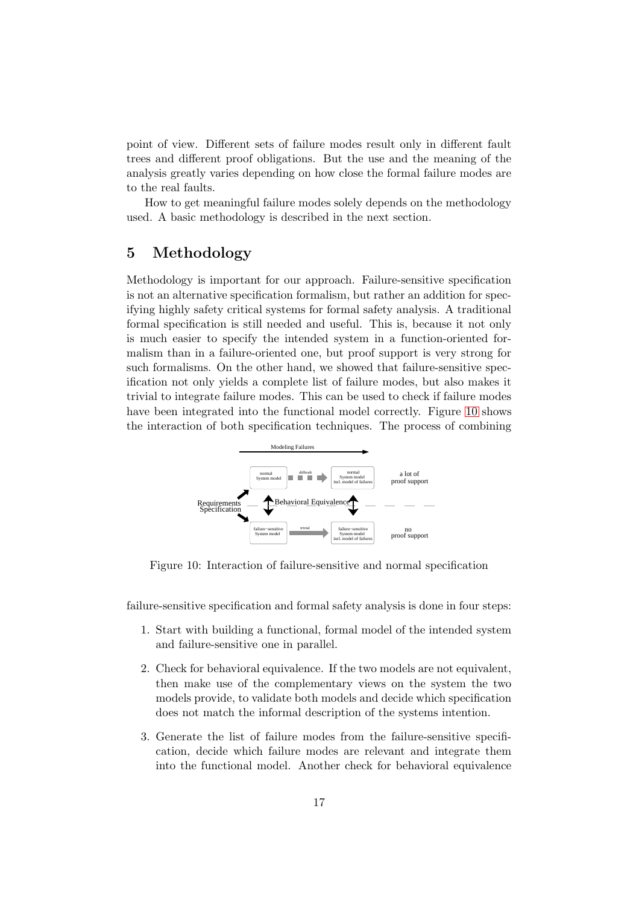point of view. Different sets of failure modes result only in different fault trees and different proof obligations. But the use and the meaning of the analysis greatly varies depending on how close the formal failure modes are to the real faults.

How to get meaningful failure modes solely depends on the methodology used. A basic methodology is described in the next section.

## 5 Methodology

Methodology is important for our approach. Failure-sensitive specification is not an alternative specification formalism, but rather an addition for specifying highly safety critical systems for formal safety analysis. A traditional formal specification is still needed and useful. This is, because it not only is much easier to specify the intended system in a function-oriented formalism than in a failure-oriented one, but proof support is very strong for such formalisms. On the other hand, we showed that failure-sensitive specification not only yields a complete list of failure modes, but also makes it trivial to integrate failure modes. This can be used to check if failure modes have been integrated into the functional model correctly. Figure 10 shows the interaction of both specification techniques. The process of combining

Figure 10: Interaction of failure-sensitive and normal specification

failure-sensitive specification and formal safety analysis is done in four steps:

1. Start with building a functional, formal model of the intended system and failure-sensitive one in parallel.
2. Check for behavioral equivalence. If the two models are not equivalent, then make use of the complementary views on the system the two models provide, to validate both models and decide which specification does not match the informal description of the systems intention.
3. Generate the list of failure modes from the failure-sensitive specification, decide which failure modes are relevant and integrate them into the functional model. Another check for behavioral equivalence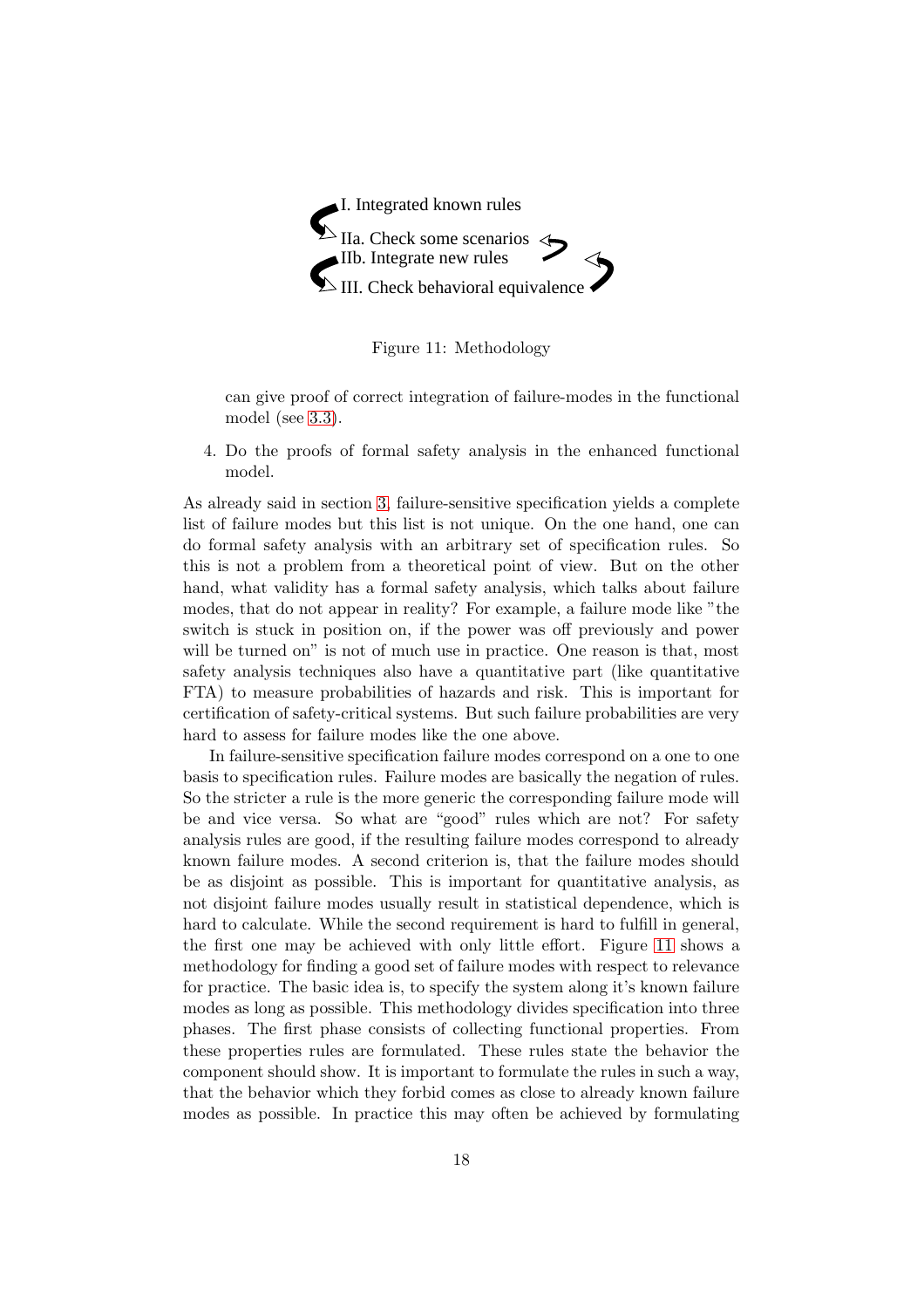I. Integrated known rules

IIa. Check some scenarios

IIb. Integrate new rules

III. Check behavioral equivalence

Figure 11: Methodology

can give proof of correct integration of failure-modes in the functional model (see 3.3).

4. Do the proofs of formal safety analysis in the enhanced functional model.

As already said in section 3, failure-sensitive specification yields a complete list of failure modes but this list is not unique. On the one hand, one can do formal safety analysis with an arbitrary set of specification rules. So this is not a problem from a theoretical point of view. But on the other hand, what validity has a formal safety analysis, which talks about failure modes, that do not appear in reality? For example, a failure mode like "the switch is stuck in position on, if the power was off previously and power will be turned on" is not of much use in practice. One reason is that, most safety analysis techniques also have a quantitative part (like quantitative FTA) to measure probabilities of hazards and risk. This is important for certification of safety-critical systems. But such failure probabilities are very hard to assess for failure modes like the one above.

In failure-sensitive specification failure modes correspond on a one to one basis to specification rules. Failure modes are basically the negation of rules. So the stricter a rule is the more generic the corresponding failure mode will be and vice versa. So what are "good" rules which are not? For safety analysis rules are good, if the resulting failure modes correspond to already known failure modes. A second criterion is, that the failure modes should be as disjoint as possible. This is important for quantitative analysis, as not disjoint failure modes usually result in statistical dependence, which is hard to calculate. While the second requirement is hard to fulfill in general, the first one may be achieved with only little effort. Figure 11 shows a methodology for finding a good set of failure modes with respect to relevance for practice. The basic idea is, to specify the system along it's known failure modes as long as possible. This methodology divides specification into three phases. The first phase consists of collecting functional properties. From these properties rules are formulated. These rules state the behavior the component should show. It is important to formulate the rules in such a way, that the behavior which they forbid comes as close to already known failure modes as possible. In practice this may often be achieved by formulating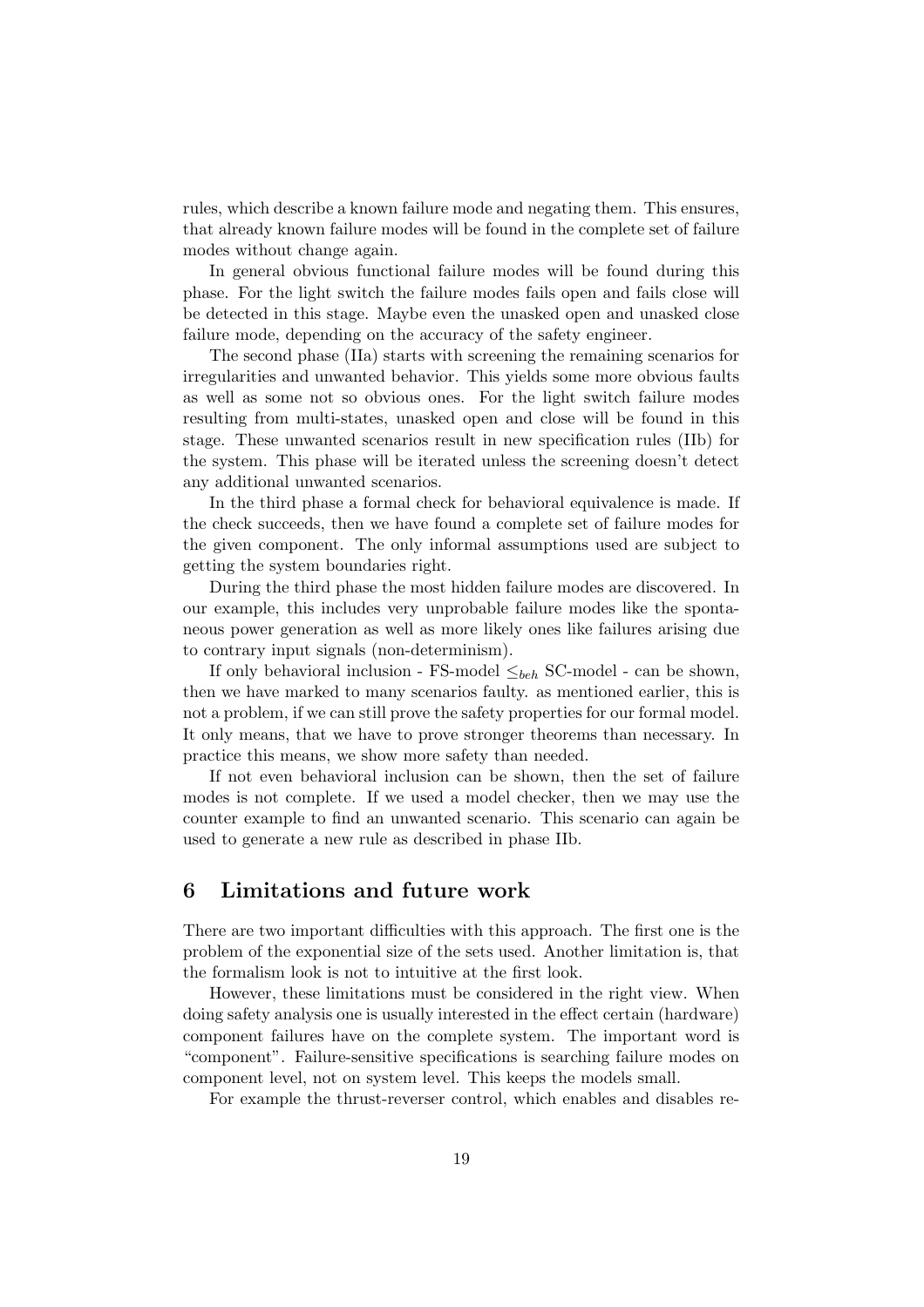rules, which describe a known failure mode and negating them. This ensures, that already known failure modes will be found in the complete set of failure modes without change again.

In general obvious functional failure modes will be found during this phase. For the light switch the failure modes fails open and fails close will be detected in this stage. Maybe even the unasked open and unasked close failure mode, depending on the accuracy of the safety engineer.

The second phase (IIa) starts with screening the remaining scenarios for irregularities and unwanted behavior. This yields some more obvious faults as well as some not so obvious ones. For the light switch failure modes resulting from multi-states, unasked open and close will be found in this stage. These unwanted scenarios result in new specification rules (IIb) for the system. This phase will be iterated unless the screening doesn't detect any additional unwanted scenarios.

In the third phase a formal check for behavioral equivalence is made. If the check succeeds, then we have found a complete set of failure modes for the given component. The only informal assumptions used are subject to getting the system boundaries right.

During the third phase the most hidden failure modes are discovered. In our example, this includes very unprobable failure modes like the spontaneous power generation as well as more likely ones like failures arising due to contrary input signals (non-determinism).

If only behavioral inclusion - FS-model $\leq_{beh}$ SC-model - can be shown, then we have marked to many scenarios faulty. as mentioned earlier, this is not a problem, if we can still prove the safety properties for our formal model. It only means, that we have to prove stronger theorems than necessary. In practice this means, we show more safety than needed.

If not even behavioral inclusion can be shown, then the set of failure modes is not complete. If we used a model checker, then we may use the counter example to find an unwanted scenario. This scenario can again be used to generate a new rule as described in phase IIb.

## 6 Limitations and future work

There are two important difficulties with this approach. The first one is the problem of the exponential size of the sets used. Another limitation is, that the formalism look is not to intuitive at the first look.

However, these limitations must be considered in the right view. When doing safety analysis one is usually interested in the effect certain (hardware) component failures have on the complete system. The important word is "component". Failure-sensitive specifications is searching failure modes on component level, not on system level. This keeps the models small.

For example the thrust-reverser control, which enables and disables re-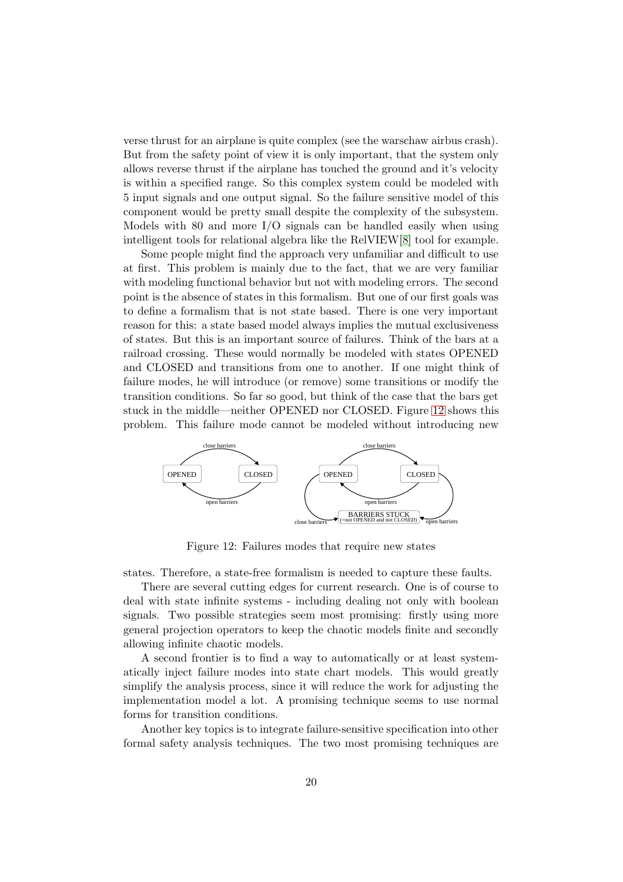verse thrust for an airplane is quite complex (see the warschaw airbus crash). But from the safety point of view it is only important, that the system only allows reverse thrust if the airplane has touched the ground and it's velocity is within a specified range. So this complex system could be modeled with 5 input signals and one output signal. So the failure sensitive model of this component would be pretty small despite the complexity of the subsystem. Models with 80 and more I/O signals can be handled easily when using intelligent tools for relational algebra like the RelVIEW[8] tool for example.

Some people might find the approach very unfamiliar and difficult to use at first. This problem is mainly due to the fact, that we are very familiar with modeling functional behavior but not with modeling errors. The second point is the absence of states in this formalism. But one of our first goals was to define a formalism that is not state based. There is one very important reason for this: a state based model always implies the mutual exclusiveness of states. But this is an important source of failures. Think of the bars at a railroad crossing. These would normally be modeled with states OPENED and CLOSED and transitions from one to another. If one might think of failure modes, he will introduce (or remove) some transitions or modify the transition conditions. So far so good, but think of the case that the bars get stuck in the middle—neither OPENED nor CLOSED. Figure 12 shows this problem. This failure mode cannot be modeled without introducing new

Figure 12: Failures modes that require new states

states. Therefore, a state-free formalism is needed to capture these faults.

There are several cutting edges for current research. One is of course to deal with state infinite systems - including dealing not only with boolean signals. Two possible strategies seem most promising: firstly using more general projection operators to keep the chaotic models finite and secondly allowing infinite chaotic models.

A second frontier is to find a way to automatically or at least systematically inject failure modes into state chart models. This would greatly simplify the analysis process, since it will reduce the work for adjusting the implementation model a lot. A promising technique seems to use normal forms for transition conditions.

Another key topics is to integrate failure-sensitive specification into other formal safety analysis techniques. The two most promising techniques are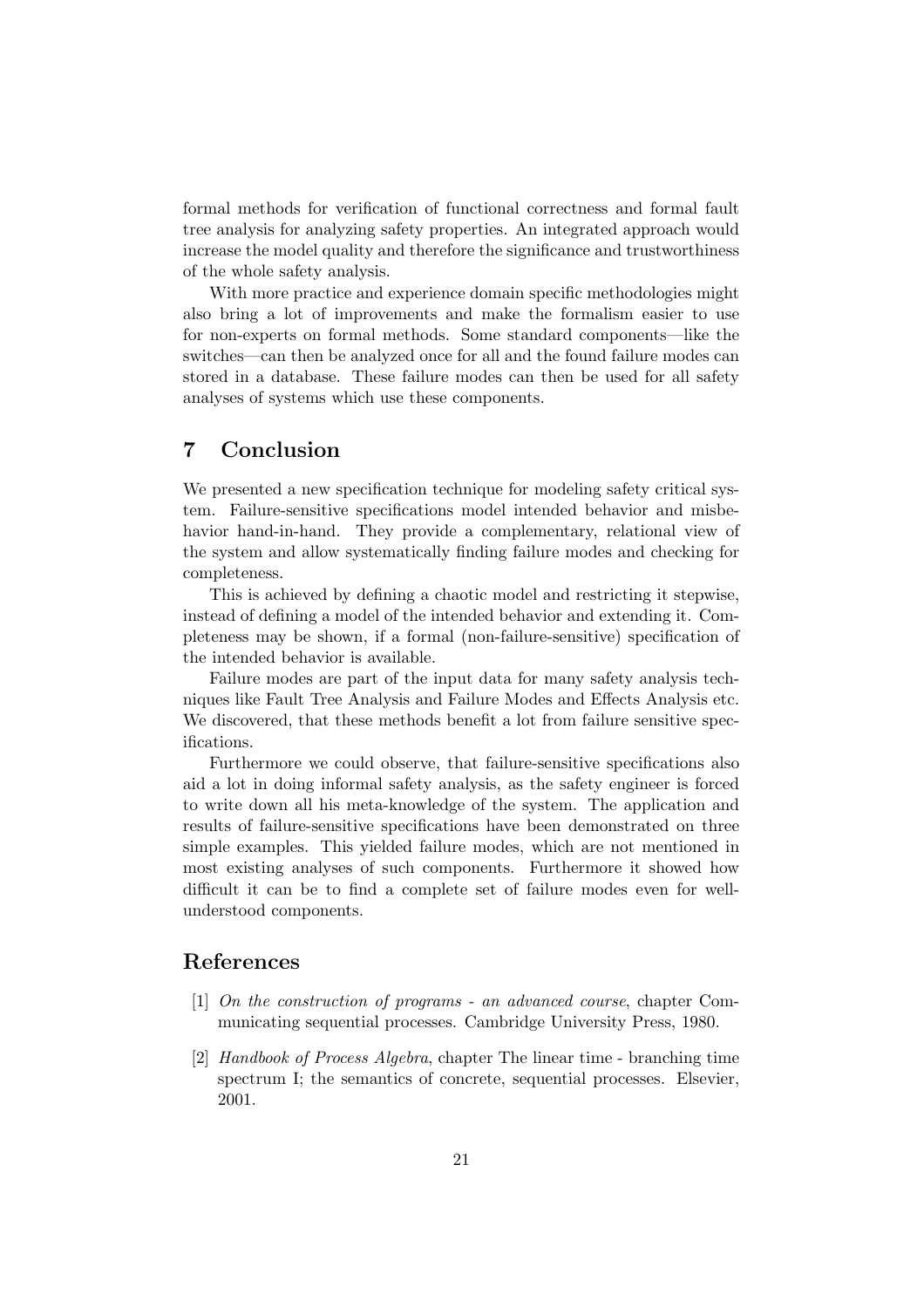formal methods for verification of functional correctness and formal fault tree analysis for analyzing safety properties. An integrated approach would increase the model quality and therefore the significance and trustworthiness of the whole safety analysis.

With more practice and experience domain specific methodologies might also bring a lot of improvements and make the formalism easier to use for non-experts on formal methods. Some standard components—like the switches—can then be analyzed once for all and the found failure modes can stored in a database. These failure modes can then be used for all safety analyses of systems which use these components.

## 7 Conclusion

We presented a new specification technique for modeling safety critical system. Failure-sensitive specifications model intended behavior and misbehavior hand-in-hand. They provide a complementary, relational view of the system and allow systematically finding failure modes and checking for completeness.

This is achieved by defining a chaotic model and restricting it stepwise, instead of defining a model of the intended behavior and extending it. Completeness may be shown, if a formal (non-failure-sensitive) specification of the intended behavior is available.

Failure modes are part of the input data for many safety analysis techniques like Fault Tree Analysis and Failure Modes and Effects Analysis etc. We discovered, that these methods benefit a lot from failure sensitive specifications.

Furthermore we could observe, that failure-sensitive specifications also aid a lot in doing informal safety analysis, as the safety engineer is forced to write down all his meta-knowledge of the system. The application and results of failure-sensitive specifications have been demonstrated on three simple examples. This yielded failure modes, which are not mentioned in most existing analyses of such components. Furthermore it showed how difficult it can be to find a complete set of failure modes even for well-understood components.

## References

[1] *On the construction of programs - an advanced course*, chapter Communicating sequential processes. Cambridge University Press, 1980.

[2] *Handbook of Process Algebra*, chapter The linear time - branching time spectrum I; the semantics of concrete, sequential processes. Elsevier, 2001.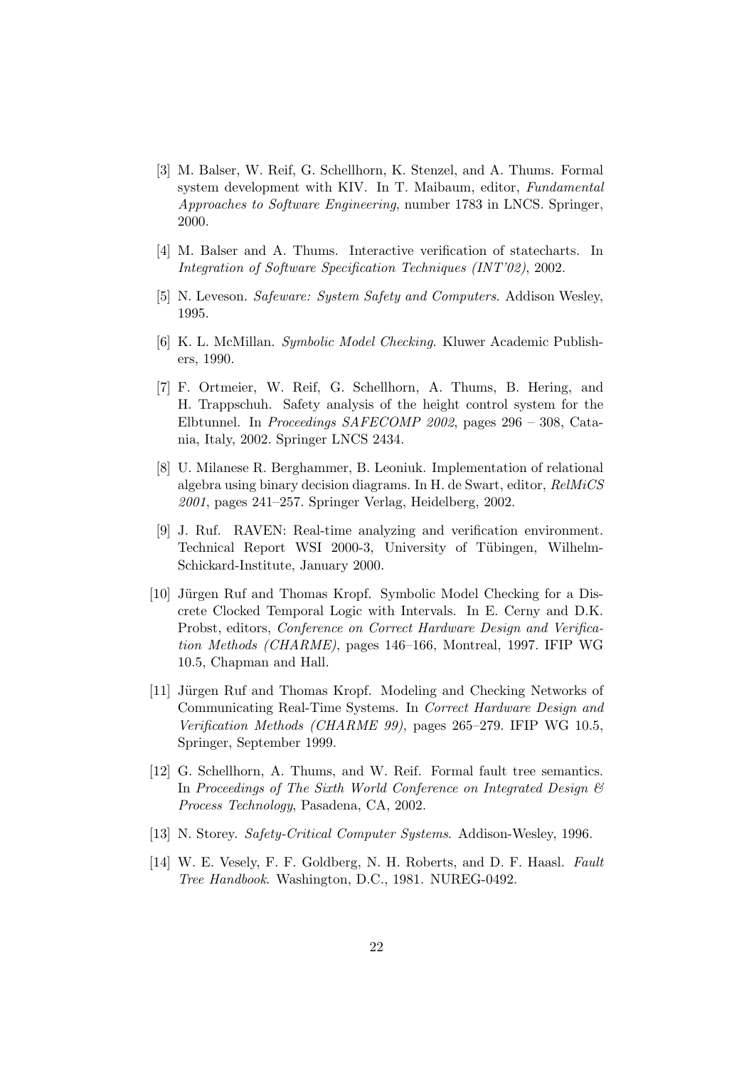[3] M. Balser, W. Reif, G. Schellhorn, K. Stenzel, and A. Thums. Formal system development with KIV. In T. Maibaum, editor, *Fundamental Approaches to Software Engineering*, number 1783 in LNCS. Springer, 2000.

[4] M. Balser and A. Thums. Interactive verification of statecharts. In *Integration of Software Specification Techniques (INT'02)*, 2002.

[5] N. Leveson. *Safeware: System Safety and Computers*. Addison Wesley, 1995.

[6] K. L. McMillan. *Symbolic Model Checking*. Kluwer Academic Publishers, 1990.

[7] F. Ortmeier, W. Reif, G. Schellhorn, A. Thums, B. Hering, and H. Trappschuh. Safety analysis of the height control system for the Elbtunnel. In *Proceedings SAFECOMP 2002*, pages 296 – 308, Catania, Italy, 2002. Springer LNCS 2434.

[8] U. Milanese R. Berghammer, B. Leoniuk. Implementation of relational algebra using binary decision diagrams. In H. de Swart, editor, *RelMiCS 2001*, pages 241–257. Springer Verlag, Heidelberg, 2002.

[9] J. Ruf. RAVEN: Real-time analyzing and verification environment. Technical Report WSI 2000-3, University of Tübingen, Wilhelm-Schickard-Institute, January 2000.

[10] Jürgen Ruf and Thomas Kropf. Symbolic Model Checking for a Discrete Clocked Temporal Logic with Intervals. In E. Cerny and D.K. Probst, editors, *Conference on Correct Hardware Design and Verification Methods (CHARME)*, pages 146–166, Montreal, 1997. IFIP WG 10.5, Chapman and Hall.

[11] Jürgen Ruf and Thomas Kropf. Modeling and Checking Networks of Communicating Real-Time Systems. In *Correct Hardware Design and Verification Methods (CHARME 99)*, pages 265–279. IFIP WG 10.5, Springer, September 1999.

[12] G. Schellhorn, A. Thums, and W. Reif. Formal fault tree semantics. In *Proceedings of The Sixth World Conference on Integrated Design & Process Technology*, Pasadena, CA, 2002.

[13] N. Storey. *Safety-Critical Computer Systems*. Addison-Wesley, 1996.

[14] W. E. Vesely, F. F. Goldberg, N. H. Roberts, and D. F. Haasl. *Fault Tree Handbook*. Washington, D.C., 1981. NUREG-0492.